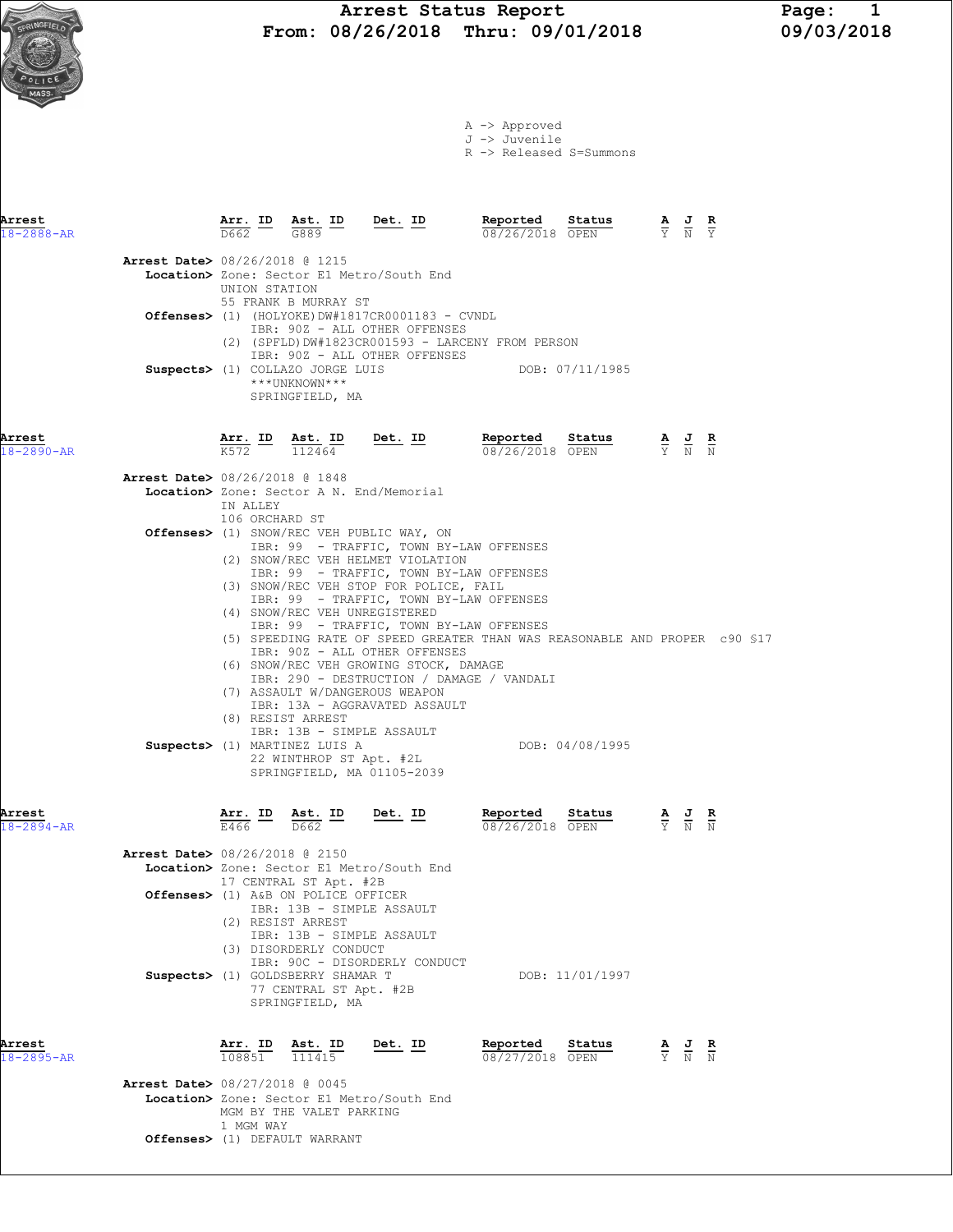# Arrest Status Report
**From: 08/26/2018 Thru: 09/01/2018**

09/03/2018

A -> Approved
J -> Juvenile
R -> Released S=Summons

---

**Arrest** 18-2888-AR

| Arr. ID | Ast. ID | Det. ID | Reported | Status | A | J | R |
|---|---|---|---|---|---|---|---|
| D662 | G889 | | 08/26/2018 | OPEN | Y | N | Y |

**Arrest Date>** 08/26/2018 @ 1215
**Location>** Zone: Sector E1 Metro/South End
UNION STATION
55 FRANK B MURRAY ST
**Offenses>** (1) (HOLYOKE)DW#1817CR0001183 - CVNDL
IBR: 90Z - ALL OTHER OFFENSES
(2) (SPFLD)DW#1823CR001593 - LARCENY FROM PERSON
IBR: 90Z - ALL OTHER OFFENSES
**Suspects>** (1) COLLAZO JORGE LUIS — DOB: 07/11/1985
\*\*\*UNKNOWN\*\*\*
SPRINGFIELD, MA

---

**Arrest** 18-2890-AR

| Arr. ID | Ast. ID | Det. ID | Reported | Status | A | J | R |
|---|---|---|---|---|---|---|---|
| K572 | 112464 | | 08/26/2018 | OPEN | Y | N | N |

**Arrest Date>** 08/26/2018 @ 1848
**Location>** Zone: Sector A N. End/Memorial
IN ALLEY
106 ORCHARD ST
**Offenses>** (1) SNOW/REC VEH PUBLIC WAY, ON
IBR: 99 - TRAFFIC, TOWN BY-LAW OFFENSES
(2) SNOW/REC VEH HELMET VIOLATION
IBR: 99 - TRAFFIC, TOWN BY-LAW OFFENSES
(3) SNOW/REC VEH STOP FOR POLICE, FAIL
IBR: 99 - TRAFFIC, TOWN BY-LAW OFFENSES
(4) SNOW/REC VEH UNREGISTERED
IBR: 99 - TRAFFIC, TOWN BY-LAW OFFENSES
(5) SPEEDING RATE OF SPEED GREATER THAN WAS REASONABLE AND PROPER c90 §17
IBR: 90Z - ALL OTHER OFFENSES
(6) SNOW/REC VEH GROWING STOCK, DAMAGE
IBR: 290 - DESTRUCTION / DAMAGE / VANDALI
(7) ASSAULT W/DANGEROUS WEAPON
IBR: 13A - AGGRAVATED ASSAULT
(8) RESIST ARREST
IBR: 13B - SIMPLE ASSAULT
**Suspects>** (1) MARTINEZ LUIS A — DOB: 04/08/1995
22 WINTHROP ST Apt. #2L
SPRINGFIELD, MA 01105-2039

---

**Arrest** 18-2894-AR

| Arr. ID | Ast. ID | Det. ID | Reported | Status | A | J | R |
|---|---|---|---|---|---|---|---|
| E466 | D662 | | 08/26/2018 | OPEN | Y | N | N |

**Arrest Date>** 08/26/2018 @ 2150
**Location>** Zone: Sector E1 Metro/South End
17 CENTRAL ST Apt. #2B
**Offenses>** (1) A&B ON POLICE OFFICER
IBR: 13B - SIMPLE ASSAULT
(2) RESIST ARREST
IBR: 13B - SIMPLE ASSAULT
(3) DISORDERLY CONDUCT
IBR: 90C - DISORDERLY CONDUCT
**Suspects>** (1) GOLDSBERRY SHAMAR T — DOB: 11/01/1997
77 CENTRAL ST Apt. #2B
SPRINGFIELD, MA

---

**Arrest** 18-2895-AR

| Arr. ID | Ast. ID | Det. ID | Reported | Status | A | J | R |
|---|---|---|---|---|---|---|---|
| 108851 | 111415 | | 08/27/2018 | OPEN | Y | N | N |

**Arrest Date>** 08/27/2018 @ 0045
**Location>** Zone: Sector E1 Metro/South End
MGM BY THE VALET PARKING
1 MGM WAY
**Offenses>** (1) DEFAULT WARRANT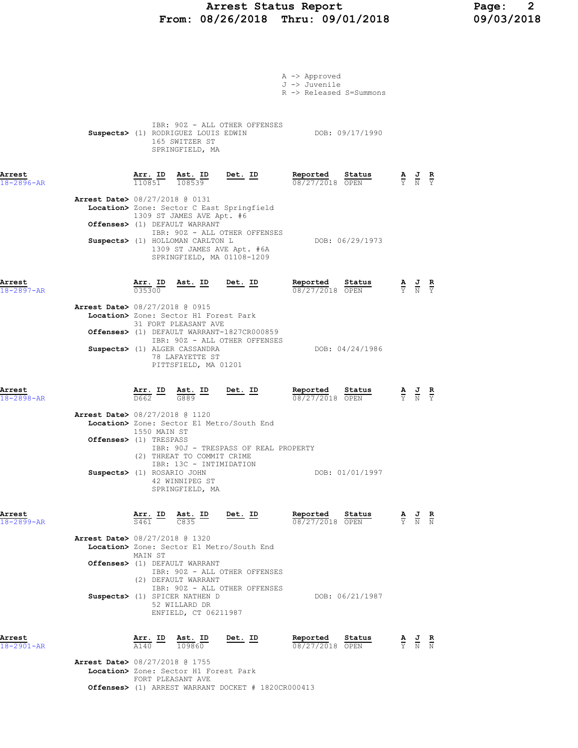A -> Approved
J -> Juvenile
R -> Released S=Summons

IBR: 90Z - ALL OTHER OFFENSES
**Suspects>** (1) RODRIGUEZ LOUIS EDWIN DOB: 09/17/1990
165 SWITZER ST
SPRINGFIELD, MA

| Arrest | Arr. ID | Ast. ID | Det. ID | Reported | Status | A | J | R |
|---|---|---|---|---|---|---|---|---|
| 18-2896-AR | 110851 | 108539 | | 08/27/2018 | OPEN | Y | N | Y |

**Arrest Date>** 08/27/2018 @ 0131
**Location>** Zone: Sector C East Springfield
1309 ST JAMES AVE Apt. #6
**Offenses>** (1) DEFAULT WARRANT
IBR: 90Z - ALL OTHER OFFENSES
**Suspects>** (1) HOLLOMAN CARLTON L DOB: 06/29/1973
1309 ST JAMES AVE Apt. #6A
SPRINGFIELD, MA 01108-1209

| Arrest | Arr. ID | Ast. ID | Det. ID | Reported | Status | A | J | R |
|---|---|---|---|---|---|---|---|---|
| 18-2897-AR | 035300 | | | 08/27/2018 | OPEN | Y | N | Y |

**Arrest Date>** 08/27/2018 @ 0915
**Location>** Zone: Sector H1 Forest Park
31 FORT PLEASANT AVE
**Offenses>** (1) DEFAULT WARRANT-1827CR000859
IBR: 90Z - ALL OTHER OFFENSES
**Suspects>** (1) ALGER CASSANDRA DOB: 04/24/1986
78 LAFAYETTE ST
PITTSFIELD, MA 01201

| Arrest | Arr. ID | Ast. ID | Det. ID | Reported | Status | A | J | R |
|---|---|---|---|---|---|---|---|---|
| 18-2898-AR | D662 | G889 | | 08/27/2018 | OPEN | Y | N | Y |

**Arrest Date>** 08/27/2018 @ 1120
**Location>** Zone: Sector E1 Metro/South End
1550 MAIN ST
**Offenses>** (1) TRESPASS
IBR: 90J - TRESPASS OF REAL PROPERTY
(2) THREAT TO COMMIT CRIME
IBR: 13C - INTIMIDATION
**Suspects>** (1) ROSARIO JOHN DOB: 01/01/1997
42 WINNIPEG ST
SPRINGFIELD, MA

| Arrest | Arr. ID | Ast. ID | Det. ID | Reported | Status | A | J | R |
|---|---|---|---|---|---|---|---|---|
| 18-2899-AR | S461 | C835 | | 08/27/2018 | OPEN | Y | N | N |

**Arrest Date>** 08/27/2018 @ 1320
**Location>** Zone: Sector E1 Metro/South End
MAIN ST
**Offenses>** (1) DEFAULT WARRANT
IBR: 90Z - ALL OTHER OFFENSES
(2) DEFAULT WARRANT
IBR: 90Z - ALL OTHER OFFENSES
**Suspects>** (1) SPICER NATHEN D DOB: 06/21/1987
52 WILLARD DR
ENFIELD, CT 06211987

| Arrest | Arr. ID | Ast. ID | Det. ID | Reported | Status | A | J | R |
|---|---|---|---|---|---|---|---|---|
| 18-2901-AR | A140 | 109860 | | 08/27/2018 | OPEN | Y | N | N |

**Arrest Date>** 08/27/2018 @ 1755
**Location>** Zone: Sector H1 Forest Park
FORT PLEASANT AVE
**Offenses>** (1) ARREST WARRANT DOCKET # 1820CR000413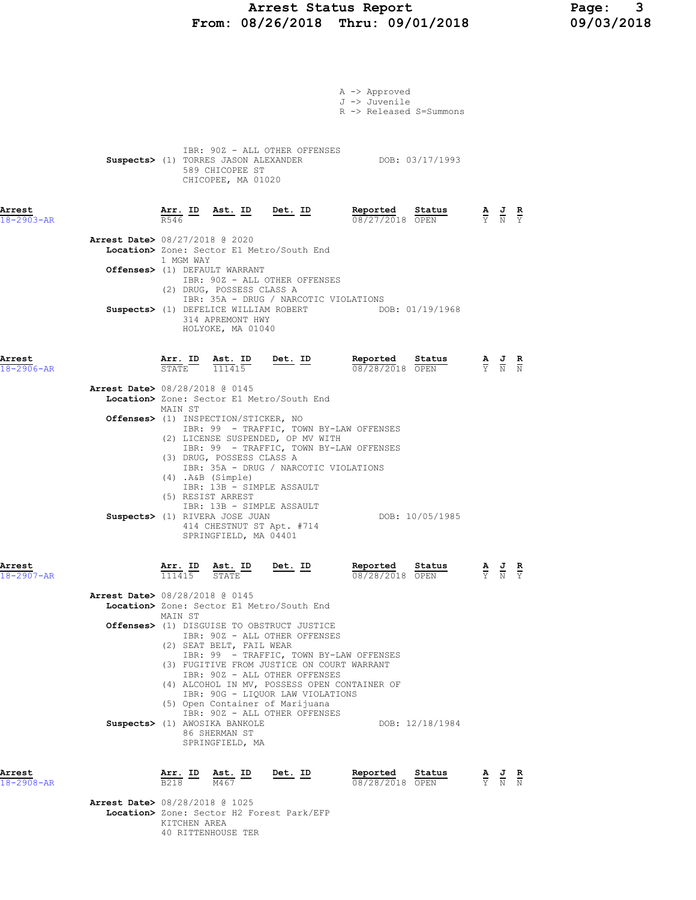A -> Approved
J -> Juvenile
R -> Released S=Summons

IBR: 90Z - ALL OTHER OFFENSES

**Suspects>** (1) TORRES JASON ALEXANDER DOB: 03/17/1993
589 CHICOPEE ST
CHICOPEE, MA 01020

| Arrest | Arr. ID | Ast. ID | Det. ID | Reported | Status | A | J | R |
|---|---|---|---|---|---|---|---|---|
| 18-2903-AR | R546 | | | 08/27/2018 | OPEN | Y | N | Y |

**Arrest Date>** 08/27/2018 @ 2020
**Location>** Zone: Sector E1 Metro/South End
1 MGM WAY
**Offenses>** (1) DEFAULT WARRANT
IBR: 90Z - ALL OTHER OFFENSES
(2) DRUG, POSSESS CLASS A
IBR: 35A - DRUG / NARCOTIC VIOLATIONS
**Suspects>** (1) DEFELICE WILLIAM ROBERT DOB: 01/19/1968
314 APREMONT HWY
HOLYOKE, MA 01040

| Arrest | Arr. ID | Ast. ID | Det. ID | Reported | Status | A | J | R |
|---|---|---|---|---|---|---|---|---|
| 18-2906-AR | STATE | 111415 | | 08/28/2018 | OPEN | Y | N | N |

**Arrest Date>** 08/28/2018 @ 0145
**Location>** Zone: Sector E1 Metro/South End
MAIN ST
**Offenses>** (1) INSPECTION/STICKER, NO
IBR: 99 - TRAFFIC, TOWN BY-LAW OFFENSES
(2) LICENSE SUSPENDED, OP MV WITH
IBR: 99 - TRAFFIC, TOWN BY-LAW OFFENSES
(3) DRUG, POSSESS CLASS A
IBR: 35A - DRUG / NARCOTIC VIOLATIONS
(4) .A&B (Simple)
IBR: 13B - SIMPLE ASSAULT
(5) RESIST ARREST
IBR: 13B - SIMPLE ASSAULT
**Suspects>** (1) RIVERA JOSE JUAN DOB: 10/05/1985
414 CHESTNUT ST Apt. #714
SPRINGFIELD, MA 04401

| Arrest | Arr. ID | Ast. ID | Det. ID | Reported | Status | A | J | R |
|---|---|---|---|---|---|---|---|---|
| 18-2907-AR | 111415 | STATE | | 08/28/2018 | OPEN | Y | N | Y |

**Arrest Date>** 08/28/2018 @ 0145
**Location>** Zone: Sector E1 Metro/South End
MAIN ST
**Offenses>** (1) DISGUISE TO OBSTRUCT JUSTICE
IBR: 90Z - ALL OTHER OFFENSES
(2) SEAT BELT, FAIL WEAR
IBR: 99 - TRAFFIC, TOWN BY-LAW OFFENSES
(3) FUGITIVE FROM JUSTICE ON COURT WARRANT
IBR: 90Z - ALL OTHER OFFENSES
(4) ALCOHOL IN MV, POSSESS OPEN CONTAINER OF
IBR: 90G - LIQUOR LAW VIOLATIONS
(5) Open Container of Marijuana
IBR: 90Z - ALL OTHER OFFENSES
**Suspects>** (1) AWOSIKA BANKOLE DOB: 12/18/1984
86 SHERMAN ST
SPRINGFIELD, MA

| Arrest | Arr. ID | Ast. ID | Det. ID | Reported | Status | A | J | R |
|---|---|---|---|---|---|---|---|---|
| 18-2908-AR | B218 | M467 | | 08/28/2018 | OPEN | Y | N | N |

**Arrest Date>** 08/28/2018 @ 1025
**Location>** Zone: Sector H2 Forest Park/EFP
KITCHEN AREA
40 RITTENHOUSE TER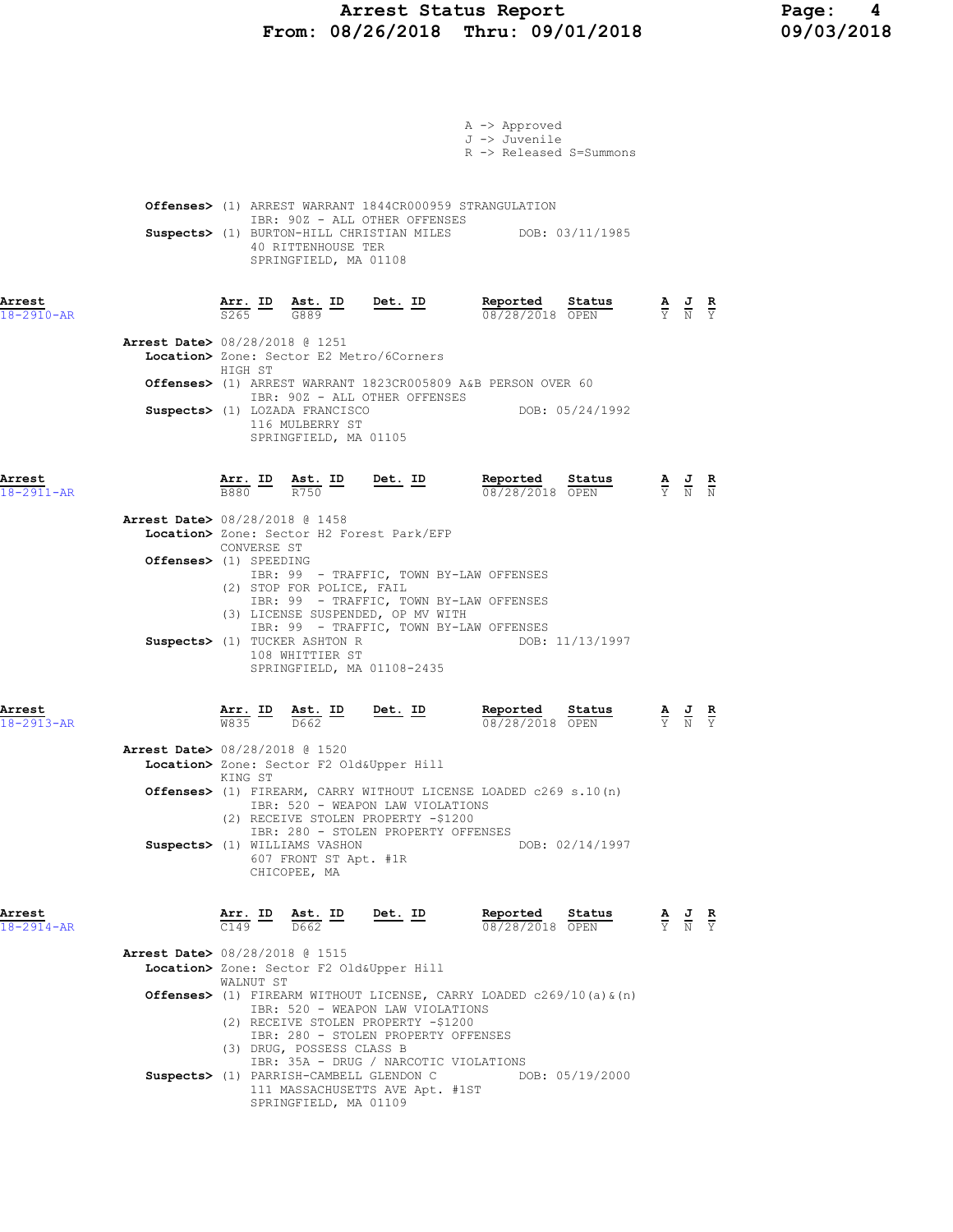A -> Approved
J -> Juvenile
R -> Released S=Summons

**Offenses>** (1) ARREST WARRANT 1844CR000959 STRANGULATION
IBR: 90Z - ALL OTHER OFFENSES
**Suspects>** (1) BURTON-HILL CHRISTIAN MILES DOB: 03/11/1985
40 RITTENHOUSE TER
SPRINGFIELD, MA 01108

| Arrest | Arr. ID | Ast. ID | Det. ID | Reported | Status | A | J | R |
|---|---|---|---|---|---|---|---|---|
| 18-2910-AR | S265 | G889 | | 08/28/2018 | OPEN | Y | N | Y |

**Arrest Date>** 08/28/2018 @ 1251
**Location>** Zone: Sector E2 Metro/6Corners
HIGH ST
**Offenses>** (1) ARREST WARRANT 1823CR005809 A&B PERSON OVER 60
IBR: 90Z - ALL OTHER OFFENSES
**Suspects>** (1) LOZADA FRANCISCO DOB: 05/24/1992
116 MULBERRY ST
SPRINGFIELD, MA 01105

| Arrest | Arr. ID | Ast. ID | Det. ID | Reported | Status | A | J | R |
|---|---|---|---|---|---|---|---|---|
| 18-2911-AR | B880 | R750 | | 08/28/2018 | OPEN | Y | N | N |

**Arrest Date>** 08/28/2018 @ 1458
**Location>** Zone: Sector H2 Forest Park/EFP
CONVERSE ST
**Offenses>** (1) SPEEDING
IBR: 99 - TRAFFIC, TOWN BY-LAW OFFENSES
(2) STOP FOR POLICE, FAIL
IBR: 99 - TRAFFIC, TOWN BY-LAW OFFENSES
(3) LICENSE SUSPENDED, OP MV WITH
IBR: 99 - TRAFFIC, TOWN BY-LAW OFFENSES
**Suspects>** (1) TUCKER ASHTON R DOB: 11/13/1997
108 WHITTIER ST
SPRINGFIELD, MA 01108-2435

| Arrest | Arr. ID | Ast. ID | Det. ID | Reported | Status | A | J | R |
|---|---|---|---|---|---|---|---|---|
| 18-2913-AR | W835 | D662 | | 08/28/2018 | OPEN | Y | N | Y |

**Arrest Date>** 08/28/2018 @ 1520
**Location>** Zone: Sector F2 Old&Upper Hill
KING ST
**Offenses>** (1) FIREARM, CARRY WITHOUT LICENSE LOADED c269 s.10(n)
IBR: 520 - WEAPON LAW VIOLATIONS
(2) RECEIVE STOLEN PROPERTY -$1200
IBR: 280 - STOLEN PROPERTY OFFENSES
**Suspects>** (1) WILLIAMS VASHON DOB: 02/14/1997
607 FRONT ST Apt. #1R
CHICOPEE, MA

| Arrest | Arr. ID | Ast. ID | Det. ID | Reported | Status | A | J | R |
|---|---|---|---|---|---|---|---|---|
| 18-2914-AR | C149 | D662 | | 08/28/2018 | OPEN | Y | N | Y |

**Arrest Date>** 08/28/2018 @ 1515
**Location>** Zone: Sector F2 Old&Upper Hill
WALNUT ST
**Offenses>** (1) FIREARM WITHOUT LICENSE, CARRY LOADED c269/10(a)&(n)
IBR: 520 - WEAPON LAW VIOLATIONS
(2) RECEIVE STOLEN PROPERTY -$1200
IBR: 280 - STOLEN PROPERTY OFFENSES
(3) DRUG, POSSESS CLASS B
IBR: 35A - DRUG / NARCOTIC VIOLATIONS
**Suspects>** (1) PARRISH-CAMBELL GLENDON C DOB: 05/19/2000
111 MASSACHUSETTS AVE Apt. #1ST
SPRINGFIELD, MA 01109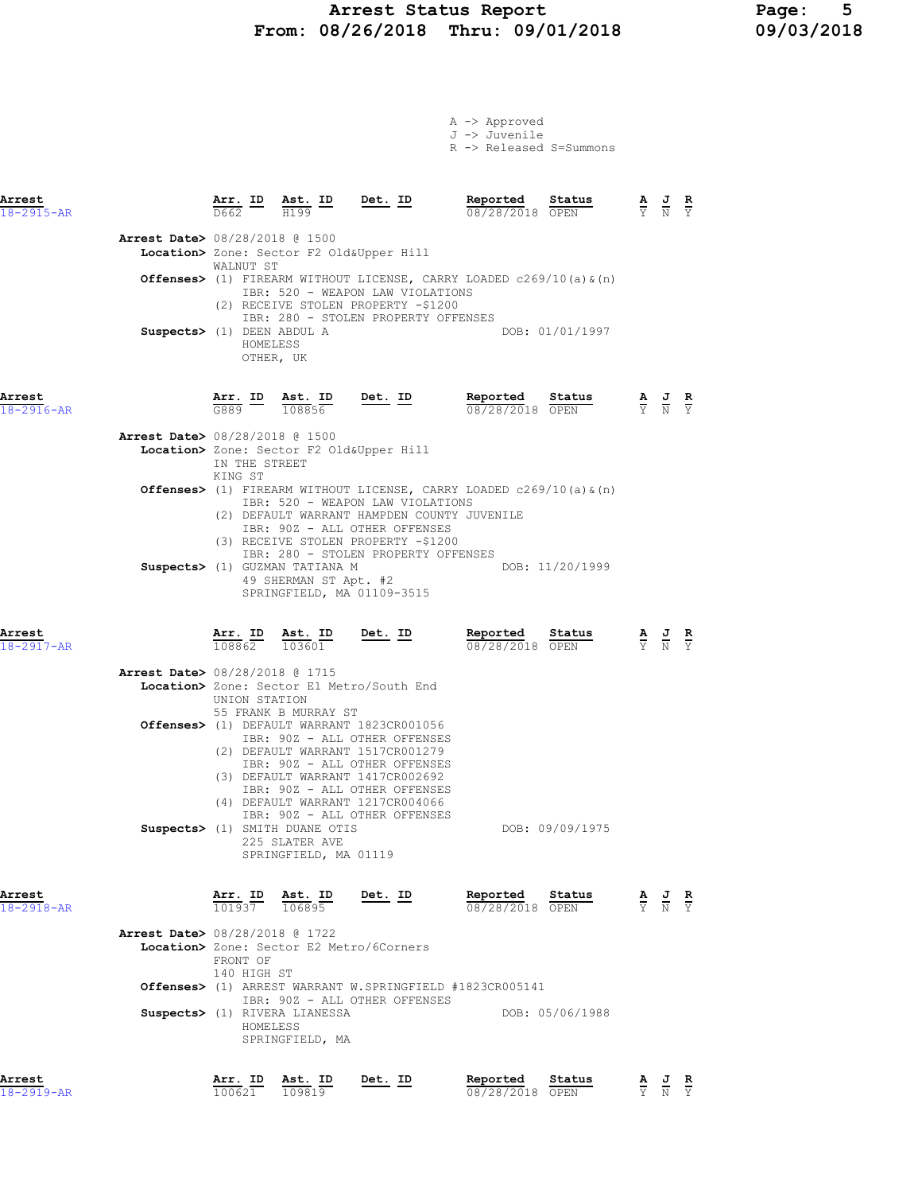# Arrest Status Report
## From: 08/26/2018 Thru: 09/01/2018

A -> Approved
J -> Juvenile
R -> Released S=Summons

---

**Arrest** 18-2915-AR

| Arr. ID | Ast. ID | Det. ID | Reported | Status | A | J | R |
|---|---|---|---|---|---|---|---|
| D662 | H199 | | 08/28/2018 | OPEN | Y | N | Y |

**Arrest Date>** 08/28/2018 @ 1500
**Location>** Zone: Sector F2 Old&Upper Hill
WALNUT ST
**Offenses>** (1) FIREARM WITHOUT LICENSE, CARRY LOADED c269/10(a)&(n)
IBR: 520 - WEAPON LAW VIOLATIONS
(2) RECEIVE STOLEN PROPERTY -$1200
IBR: 280 - STOLEN PROPERTY OFFENSES
**Suspects>** (1) DEEN ABDUL A — DOB: 01/01/1997
HOMELESS
OTHER, UK

---

**Arrest** 18-2916-AR

| Arr. ID | Ast. ID | Det. ID | Reported | Status | A | J | R |
|---|---|---|---|---|---|---|---|
| G889 | 108856 | | 08/28/2018 | OPEN | Y | N | Y |

**Arrest Date>** 08/28/2018 @ 1500
**Location>** Zone: Sector F2 Old&Upper Hill
IN THE STREET
KING ST
**Offenses>** (1) FIREARM WITHOUT LICENSE, CARRY LOADED c269/10(a)&(n)
IBR: 520 - WEAPON LAW VIOLATIONS
(2) DEFAULT WARRANT HAMPDEN COUNTY JUVENILE
IBR: 90Z - ALL OTHER OFFENSES
(3) RECEIVE STOLEN PROPERTY -$1200
IBR: 280 - STOLEN PROPERTY OFFENSES
**Suspects>** (1) GUZMAN TATIANA M — DOB: 11/20/1999
49 SHERMAN ST Apt. #2
SPRINGFIELD, MA 01109-3515

---

**Arrest** 18-2917-AR

| Arr. ID | Ast. ID | Det. ID | Reported | Status | A | J | R |
|---|---|---|---|---|---|---|---|
| 108862 | 103601 | | 08/28/2018 | OPEN | Y | N | Y |

**Arrest Date>** 08/28/2018 @ 1715
**Location>** Zone: Sector E1 Metro/South End
UNION STATION
55 FRANK B MURRAY ST
**Offenses>** (1) DEFAULT WARRANT 1823CR001056
IBR: 90Z - ALL OTHER OFFENSES
(2) DEFAULT WARRANT 1517CR001279
IBR: 90Z - ALL OTHER OFFENSES
(3) DEFAULT WARRANT 1417CR002692
IBR: 90Z - ALL OTHER OFFENSES
(4) DEFAULT WARRANT 1217CR004066
IBR: 90Z - ALL OTHER OFFENSES
**Suspects>** (1) SMITH DUANE OTIS — DOB: 09/09/1975
225 SLATER AVE
SPRINGFIELD, MA 01119

---

**Arrest** 18-2918-AR

| Arr. ID | Ast. ID | Det. ID | Reported | Status | A | J | R |
|---|---|---|---|---|---|---|---|
| 101937 | 106895 | | 08/28/2018 | OPEN | Y | N | Y |

**Arrest Date>** 08/28/2018 @ 1722
**Location>** Zone: Sector E2 Metro/6Corners
FRONT OF
140 HIGH ST
**Offenses>** (1) ARREST WARRANT W.SPRINGFIELD #1823CR005141
IBR: 90Z - ALL OTHER OFFENSES
**Suspects>** (1) RIVERA LIANESSA — DOB: 05/06/1988
HOMELESS
SPRINGFIELD, MA

---

**Arrest** 18-2919-AR

| Arr. ID | Ast. ID | Det. ID | Reported | Status | A | J | R |
|---|---|---|---|---|---|---|---|
| 100621 | 109819 | | 08/28/2018 | OPEN | Y | N | Y |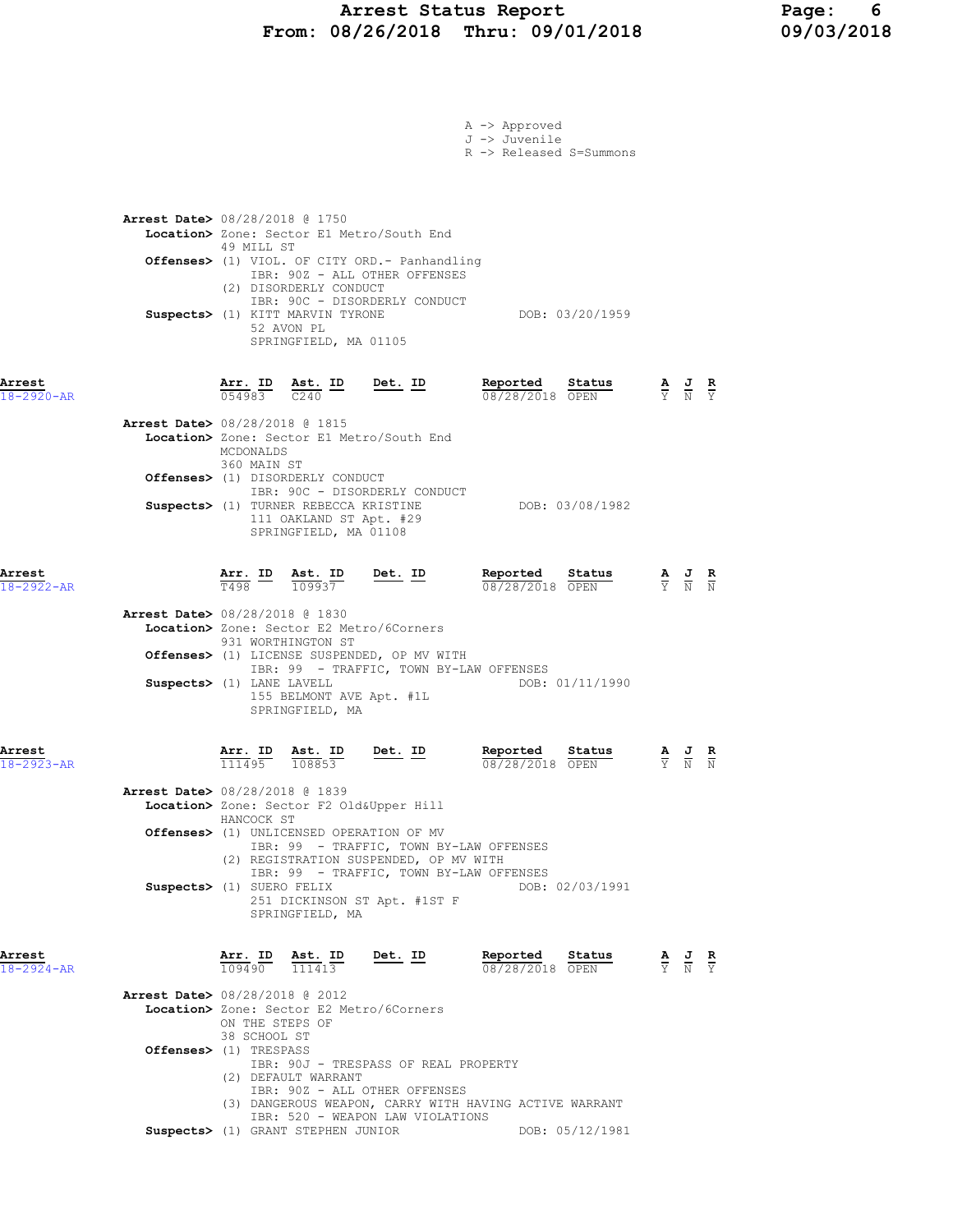A -> Approved
J -> Juvenile
R -> Released S=Summons

**Arrest Date>** 08/28/2018 @ 1750
**Location>** Zone: Sector E1 Metro/South End
49 MILL ST
**Offenses>** (1) VIOL. OF CITY ORD.- Panhandling
IBR: 90Z - ALL OTHER OFFENSES
(2) DISORDERLY CONDUCT
IBR: 90C - DISORDERLY CONDUCT
**Suspects>** (1) KITT MARVIN TYRONE DOB: 03/20/1959
52 AVON PL
SPRINGFIELD, MA 01105

| Arrest | Arr. ID | Ast. ID | Det. ID | Reported | Status | A | J | R |
|---|---|---|---|---|---|---|---|---|
| 18-2920-AR | 054983 | C240 | | 08/28/2018 | OPEN | Y | N | Y |

**Arrest Date>** 08/28/2018 @ 1815
**Location>** Zone: Sector E1 Metro/South End
MCDONALDS
360 MAIN ST
**Offenses>** (1) DISORDERLY CONDUCT
IBR: 90C - DISORDERLY CONDUCT
**Suspects>** (1) TURNER REBECCA KRISTINE DOB: 03/08/1982
111 OAKLAND ST Apt. #29
SPRINGFIELD, MA 01108

| Arrest | Arr. ID | Ast. ID | Det. ID | Reported | Status | A | J | R |
|---|---|---|---|---|---|---|---|---|
| 18-2922-AR | T498 | 109937 | | 08/28/2018 | OPEN | Y | N | N |

**Arrest Date>** 08/28/2018 @ 1830
**Location>** Zone: Sector E2 Metro/6Corners
931 WORTHINGTON ST
**Offenses>** (1) LICENSE SUSPENDED, OP MV WITH
IBR: 99 - TRAFFIC, TOWN BY-LAW OFFENSES
**Suspects>** (1) LANE LAVELL DOB: 01/11/1990
155 BELMONT AVE Apt. #1L
SPRINGFIELD, MA

| Arrest | Arr. ID | Ast. ID | Det. ID | Reported | Status | A | J | R |
|---|---|---|---|---|---|---|---|---|
| 18-2923-AR | 111495 | 108853 | | 08/28/2018 | OPEN | Y | N | N |

**Arrest Date>** 08/28/2018 @ 1839
**Location>** Zone: Sector F2 Old&Upper Hill
HANCOCK ST
**Offenses>** (1) UNLICENSED OPERATION OF MV
IBR: 99 - TRAFFIC, TOWN BY-LAW OFFENSES
(2) REGISTRATION SUSPENDED, OP MV WITH
IBR: 99 - TRAFFIC, TOWN BY-LAW OFFENSES
**Suspects>** (1) SUERO FELIX DOB: 02/03/1991
251 DICKINSON ST Apt. #1ST F
SPRINGFIELD, MA

| Arrest | Arr. ID | Ast. ID | Det. ID | Reported | Status | A | J | R |
|---|---|---|---|---|---|---|---|---|
| 18-2924-AR | 109490 | 111413 | | 08/28/2018 | OPEN | Y | N | Y |

**Arrest Date>** 08/28/2018 @ 2012
**Location>** Zone: Sector E2 Metro/6Corners
ON THE STEPS OF
38 SCHOOL ST
**Offenses>** (1) TRESPASS
IBR: 90J - TRESPASS OF REAL PROPERTY
(2) DEFAULT WARRANT
IBR: 90Z - ALL OTHER OFFENSES
(3) DANGEROUS WEAPON, CARRY WITH HAVING ACTIVE WARRANT
IBR: 520 - WEAPON LAW VIOLATIONS
**Suspects>** (1) GRANT STEPHEN JUNIOR DOB: 05/12/1981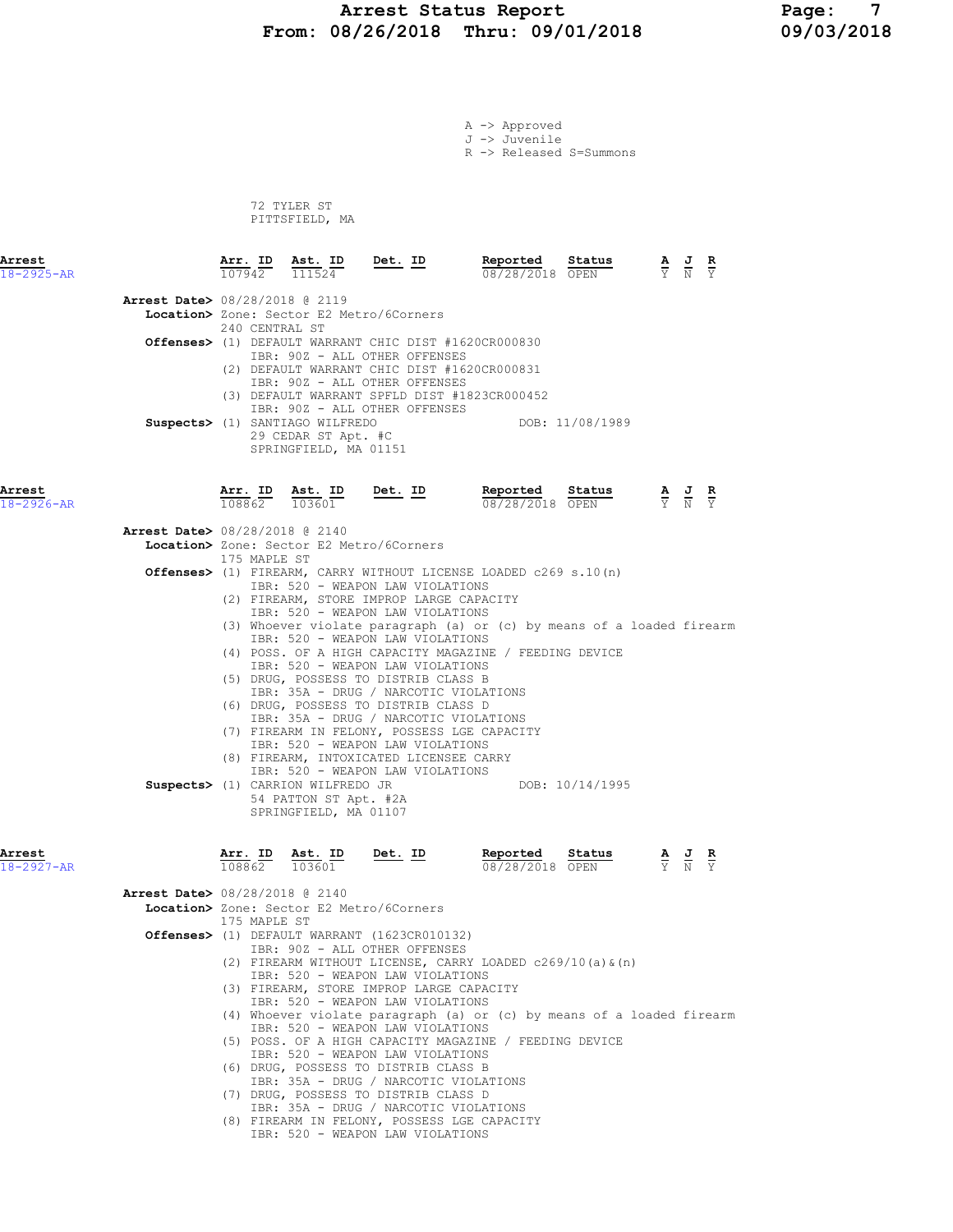A -> Approved
J -> Juvenile
R -> Released S=Summons

72 TYLER ST
PITTSFIELD, MA

**Arrest** 18-2925-AR

| Arr. ID | Ast. ID | Det. ID | Reported | Status | A | J | R |
|---|---|---|---|---|---|---|---|
| 107942 | 111524 | | 08/28/2018 | OPEN | Y | N | Y |

**Arrest Date>** 08/28/2018 @ 2119
**Location>** Zone: Sector E2 Metro/6Corners
240 CENTRAL ST
**Offenses>** (1) DEFAULT WARRANT CHIC DIST #1620CR000830
IBR: 90Z - ALL OTHER OFFENSES
(2) DEFAULT WARRANT CHIC DIST #1620CR000831
IBR: 90Z - ALL OTHER OFFENSES
(3) DEFAULT WARRANT SPFLD DIST #1823CR000452
IBR: 90Z - ALL OTHER OFFENSES
**Suspects>** (1) SANTIAGO WILFREDO DOB: 11/08/1989
29 CEDAR ST Apt. #C
SPRINGFIELD, MA 01151

**Arrest** 18-2926-AR

| Arr. ID | Ast. ID | Det. ID | Reported | Status | A | J | R |
|---|---|---|---|---|---|---|---|
| 108862 | 103601 | | 08/28/2018 | OPEN | Y | N | Y |

**Arrest Date>** 08/28/2018 @ 2140
**Location>** Zone: Sector E2 Metro/6Corners
175 MAPLE ST
**Offenses>** (1) FIREARM, CARRY WITHOUT LICENSE LOADED c269 s.10(n)
IBR: 520 - WEAPON LAW VIOLATIONS
(2) FIREARM, STORE IMPROP LARGE CAPACITY
IBR: 520 - WEAPON LAW VIOLATIONS
(3) Whoever violate paragraph (a) or (c) by means of a loaded firearm
IBR: 520 - WEAPON LAW VIOLATIONS
(4) POSS. OF A HIGH CAPACITY MAGAZINE / FEEDING DEVICE
IBR: 520 - WEAPON LAW VIOLATIONS
(5) DRUG, POSSESS TO DISTRIB CLASS B
IBR: 35A - DRUG / NARCOTIC VIOLATIONS
(6) DRUG, POSSESS TO DISTRIB CLASS D
IBR: 35A - DRUG / NARCOTIC VIOLATIONS
(7) FIREARM IN FELONY, POSSESS LGE CAPACITY
IBR: 520 - WEAPON LAW VIOLATIONS
(8) FIREARM, INTOXICATED LICENSEE CARRY
IBR: 520 - WEAPON LAW VIOLATIONS
**Suspects>** (1) CARRION WILFREDO JR DOB: 10/14/1995
54 PATTON ST Apt. #2A
SPRINGFIELD, MA 01107

**Arrest** 18-2927-AR

| Arr. ID | Ast. ID | Det. ID | Reported | Status | A | J | R |
|---|---|---|---|---|---|---|---|
| 108862 | 103601 | | 08/28/2018 | OPEN | Y | N | Y |

**Arrest Date>** 08/28/2018 @ 2140
**Location>** Zone: Sector E2 Metro/6Corners
175 MAPLE ST
**Offenses>** (1) DEFAULT WARRANT (1623CR010132)
IBR: 90Z - ALL OTHER OFFENSES
(2) FIREARM WITHOUT LICENSE, CARRY LOADED c269/10(a)&(n)
IBR: 520 - WEAPON LAW VIOLATIONS
(3) FIREARM, STORE IMPROP LARGE CAPACITY
IBR: 520 - WEAPON LAW VIOLATIONS
(4) Whoever violate paragraph (a) or (c) by means of a loaded firearm
IBR: 520 - WEAPON LAW VIOLATIONS
(5) POSS. OF A HIGH CAPACITY MAGAZINE / FEEDING DEVICE
IBR: 520 - WEAPON LAW VIOLATIONS
(6) DRUG, POSSESS TO DISTRIB CLASS B
IBR: 35A - DRUG / NARCOTIC VIOLATIONS
(7) DRUG, POSSESS TO DISTRIB CLASS D
IBR: 35A - DRUG / NARCOTIC VIOLATIONS
(8) FIREARM IN FELONY, POSSESS LGE CAPACITY
IBR: 520 - WEAPON LAW VIOLATIONS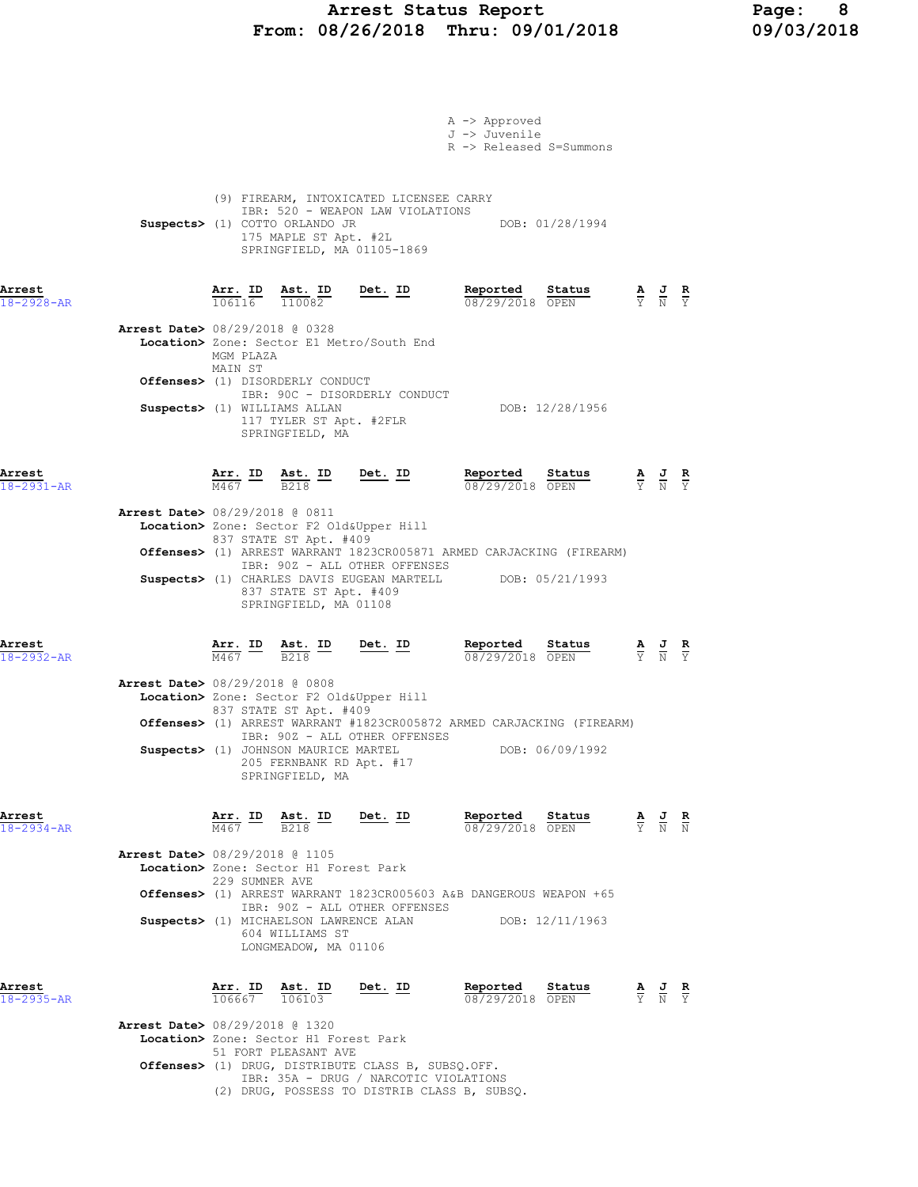A -> Approved
J -> Juvenile
R -> Released S=Summons

(9) FIREARM, INTOXICATED LICENSEE CARRY
IBR: 520 - WEAPON LAW VIOLATIONS

**Suspects>** (1) COTTO ORLANDO JR — DOB: 01/28/1994
175 MAPLE ST Apt. #2L
SPRINGFIELD, MA 01105-1869

---

**Arrest 18-2928-AR**

| Arr. ID | Ast. ID | Det. ID | Reported | Status | A | J | R |
|---|---|---|---|---|---|---|---|
| 106116 | 110082 | | 08/29/2018 | OPEN | Y | N | Y |

**Arrest Date>** 08/29/2018 @ 0328
**Location>** Zone: Sector E1 Metro/South End
MGM PLAZA
MAIN ST
**Offenses>** (1) DISORDERLY CONDUCT
IBR: 90C - DISORDERLY CONDUCT
**Suspects>** (1) WILLIAMS ALLAN — DOB: 12/28/1956
117 TYLER ST Apt. #2FLR
SPRINGFIELD, MA

---

**Arrest 18-2931-AR**

| Arr. ID | Ast. ID | Det. ID | Reported | Status | A | J | R |
|---|---|---|---|---|---|---|---|
| M467 | B218 | | 08/29/2018 | OPEN | Y | N | Y |

**Arrest Date>** 08/29/2018 @ 0811
**Location>** Zone: Sector F2 Old&Upper Hill
837 STATE ST Apt. #409
**Offenses>** (1) ARREST WARRANT 1823CR005871 ARMED CARJACKING (FIREARM)
IBR: 90Z - ALL OTHER OFFENSES
**Suspects>** (1) CHARLES DAVIS EUGEAN MARTELL — DOB: 05/21/1993
837 STATE ST Apt. #409
SPRINGFIELD, MA 01108

---

**Arrest 18-2932-AR**

| Arr. ID | Ast. ID | Det. ID | Reported | Status | A | J | R |
|---|---|---|---|---|---|---|---|
| M467 | B218 | | 08/29/2018 | OPEN | Y | N | Y |

**Arrest Date>** 08/29/2018 @ 0808
**Location>** Zone: Sector F2 Old&Upper Hill
837 STATE ST Apt. #409
**Offenses>** (1) ARREST WARRANT #1823CR005872 ARMED CARJACKING (FIREARM)
IBR: 90Z - ALL OTHER OFFENSES
**Suspects>** (1) JOHNSON MAURICE MARTEL — DOB: 06/09/1992
205 FERNBANK RD Apt. #17
SPRINGFIELD, MA

---

**Arrest 18-2934-AR**

| Arr. ID | Ast. ID | Det. ID | Reported | Status | A | J | R |
|---|---|---|---|---|---|---|---|
| M467 | B218 | | 08/29/2018 | OPEN | Y | N | N |

**Arrest Date>** 08/29/2018 @ 1105
**Location>** Zone: Sector H1 Forest Park
229 SUMNER AVE
**Offenses>** (1) ARREST WARRANT 1823CR005603 A&B DANGEROUS WEAPON +65
IBR: 90Z - ALL OTHER OFFENSES
**Suspects>** (1) MICHAELSON LAWRENCE ALAN — DOB: 12/11/1963
604 WILLIAMS ST
LONGMEADOW, MA 01106

---

**Arrest 18-2935-AR**

| Arr. ID | Ast. ID | Det. ID | Reported | Status | A | J | R |
|---|---|---|---|---|---|---|---|
| 106667 | 106103 | | 08/29/2018 | OPEN | Y | N | Y |

**Arrest Date>** 08/29/2018 @ 1320
**Location>** Zone: Sector H1 Forest Park
51 FORT PLEASANT AVE
**Offenses>** (1) DRUG, DISTRIBUTE CLASS B, SUBSQ.OFF.
IBR: 35A - DRUG / NARCOTIC VIOLATIONS
(2) DRUG, POSSESS TO DISTRIB CLASS B, SUBSQ.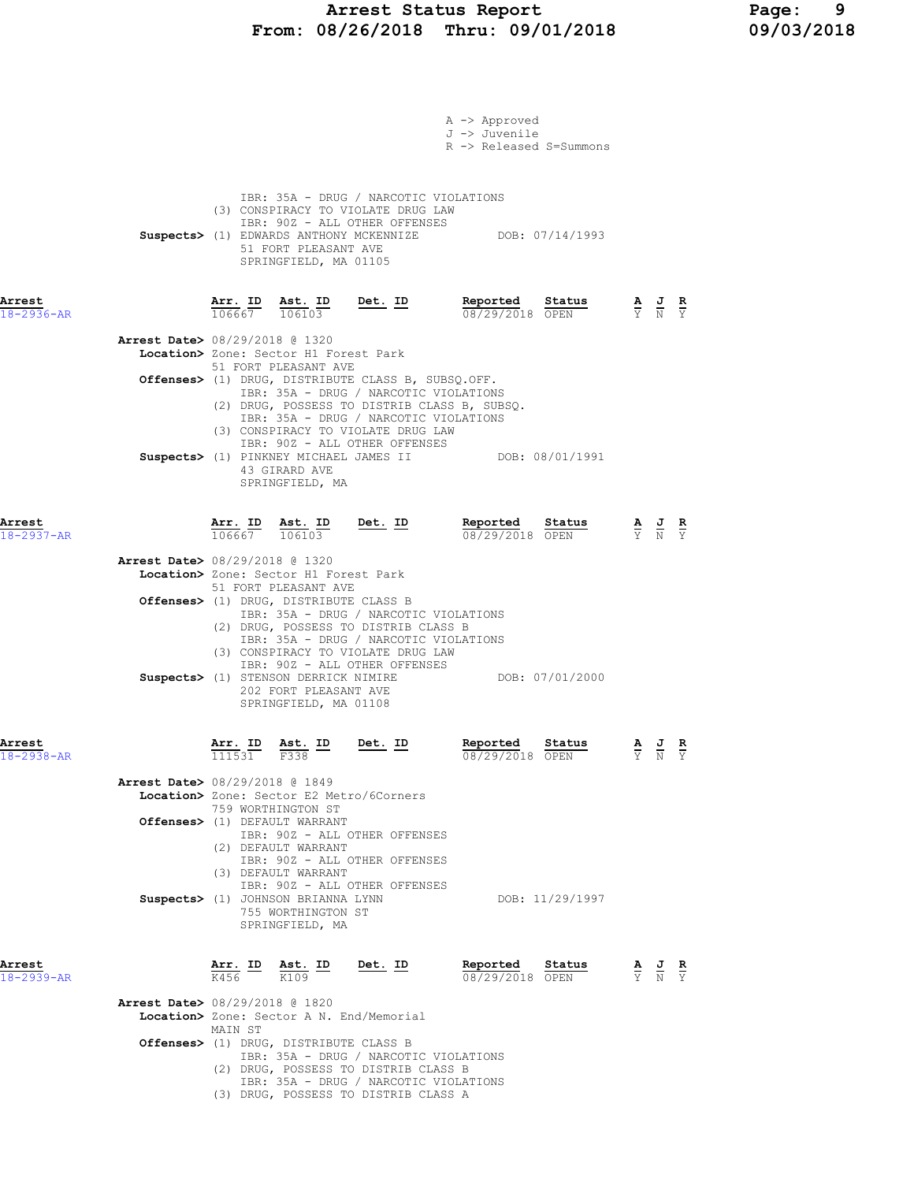A -> Approved
J -> Juvenile
R -> Released S=Summons

IBR: 35A - DRUG / NARCOTIC VIOLATIONS
(3) CONSPIRACY TO VIOLATE DRUG LAW
IBR: 90Z - ALL OTHER OFFENSES

**Suspects>** (1) EDWARDS ANTHONY MCKENNIZE DOB: 07/14/1993
51 FORT PLEASANT AVE
SPRINGFIELD, MA 01105

## Arrest 18-2936-AR

| Arr. ID | Ast. ID | Det. ID | Reported | Status | A | J | R |
|---|---|---|---|---|---|---|---|
| 106667 | 106103 | | 08/29/2018 | OPEN | Y | N | Y |

**Arrest Date>** 08/29/2018 @ 1320
**Location>** Zone: Sector H1 Forest Park
51 FORT PLEASANT AVE
**Offenses>** (1) DRUG, DISTRIBUTE CLASS B, SUBSQ.OFF.
IBR: 35A - DRUG / NARCOTIC VIOLATIONS
(2) DRUG, POSSESS TO DISTRIB CLASS B, SUBSQ.
IBR: 35A - DRUG / NARCOTIC VIOLATIONS
(3) CONSPIRACY TO VIOLATE DRUG LAW
IBR: 90Z - ALL OTHER OFFENSES
**Suspects>** (1) PINKNEY MICHAEL JAMES II DOB: 08/01/1991
43 GIRARD AVE
SPRINGFIELD, MA

## Arrest 18-2937-AR

| Arr. ID | Ast. ID | Det. ID | Reported | Status | A | J | R |
|---|---|---|---|---|---|---|---|
| 106667 | 106103 | | 08/29/2018 | OPEN | Y | N | Y |

**Arrest Date>** 08/29/2018 @ 1320
**Location>** Zone: Sector H1 Forest Park
51 FORT PLEASANT AVE
**Offenses>** (1) DRUG, DISTRIBUTE CLASS B
IBR: 35A - DRUG / NARCOTIC VIOLATIONS
(2) DRUG, POSSESS TO DISTRIB CLASS B
IBR: 35A - DRUG / NARCOTIC VIOLATIONS
(3) CONSPIRACY TO VIOLATE DRUG LAW
IBR: 90Z - ALL OTHER OFFENSES
**Suspects>** (1) STENSON DERRICK NIMIRE DOB: 07/01/2000
202 FORT PLEASANT AVE
SPRINGFIELD, MA 01108

## Arrest 18-2938-AR

| Arr. ID | Ast. ID | Det. ID | Reported | Status | A | J | R |
|---|---|---|---|---|---|---|---|
| 111531 | F338 | | 08/29/2018 | OPEN | Y | N | Y |

**Arrest Date>** 08/29/2018 @ 1849
**Location>** Zone: Sector E2 Metro/6Corners
759 WORTHINGTON ST
**Offenses>** (1) DEFAULT WARRANT
IBR: 90Z - ALL OTHER OFFENSES
(2) DEFAULT WARRANT
IBR: 90Z - ALL OTHER OFFENSES
(3) DEFAULT WARRANT
IBR: 90Z - ALL OTHER OFFENSES
**Suspects>** (1) JOHNSON BRIANNA LYNN DOB: 11/29/1997
755 WORTHINGTON ST
SPRINGFIELD, MA

## Arrest 18-2939-AR

| Arr. ID | Ast. ID | Det. ID | Reported | Status | A | J | R |
|---|---|---|---|---|---|---|---|
| K456 | K109 | | 08/29/2018 | OPEN | Y | N | Y |

**Arrest Date>** 08/29/2018 @ 1820
**Location>** Zone: Sector A N. End/Memorial
MAIN ST
**Offenses>** (1) DRUG, DISTRIBUTE CLASS B
IBR: 35A - DRUG / NARCOTIC VIOLATIONS
(2) DRUG, POSSESS TO DISTRIB CLASS B
IBR: 35A - DRUG / NARCOTIC VIOLATIONS
(3) DRUG, POSSESS TO DISTRIB CLASS A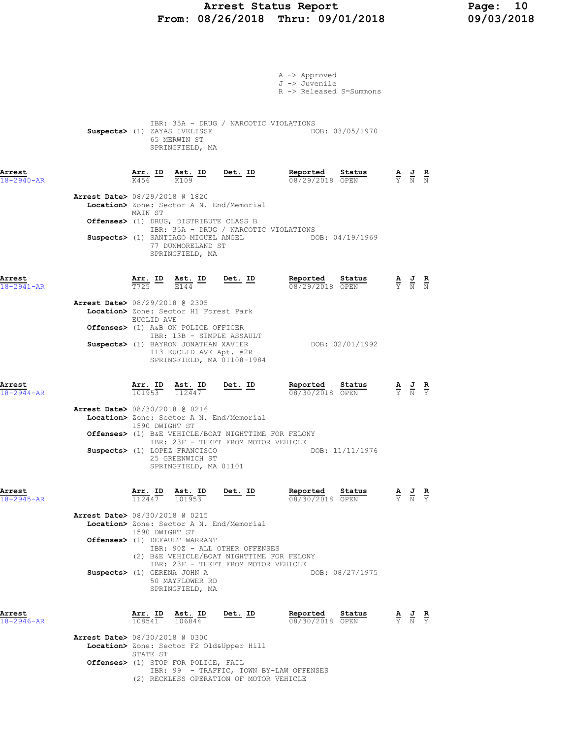A -> Approved
J -> Juvenile
R -> Released S=Summons

IBR: 35A - DRUG / NARCOTIC VIOLATIONS
**Suspects>** (1) ZAYAS IVELISSE DOB: 03/05/1970
65 MERWIN ST
SPRINGFIELD, MA

| Arrest | Arr. ID | Ast. ID | Det. ID | Reported | Status | A | J | R |
|---|---|---|---|---|---|---|---|---|
| 18-2940-AR | K456 | K109 | | 08/29/2018 | OPEN | Y | N | N |

**Arrest Date>** 08/29/2018 @ 1820
**Location>** Zone: Sector A N. End/Memorial
MAIN ST
**Offenses>** (1) DRUG, DISTRIBUTE CLASS B
IBR: 35A - DRUG / NARCOTIC VIOLATIONS
**Suspects>** (1) SANTIAGO MIGUEL ANGEL DOB: 04/19/1969
77 DUNMORELAND ST
SPRINGFIELD, MA

| Arrest | Arr. ID | Ast. ID | Det. ID | Reported | Status | A | J | R |
|---|---|---|---|---|---|---|---|---|
| 18-2941-AR | T725 | E144 | | 08/29/2018 | OPEN | Y | N | N |

**Arrest Date>** 08/29/2018 @ 2305
**Location>** Zone: Sector H1 Forest Park
EUCLID AVE
**Offenses>** (1) A&B ON POLICE OFFICER
IBR: 13B - SIMPLE ASSAULT
**Suspects>** (1) BAYRON JONATHAN XAVIER DOB: 02/01/1992
113 EUCLID AVE Apt. #2R
SPRINGFIELD, MA 01108-1984

| Arrest | Arr. ID | Ast. ID | Det. ID | Reported | Status | A | J | R |
|---|---|---|---|---|---|---|---|---|
| 18-2944-AR | 101953 | 112447 | | 08/30/2018 | OPEN | Y | N | Y |

**Arrest Date>** 08/30/2018 @ 0216
**Location>** Zone: Sector A N. End/Memorial
1590 DWIGHT ST
**Offenses>** (1) B&E VEHICLE/BOAT NIGHTTIME FOR FELONY
IBR: 23F - THEFT FROM MOTOR VEHICLE
**Suspects>** (1) LOPEZ FRANCISCO DOB: 11/11/1976
25 GREENWICH ST
SPRINGFIELD, MA 01101

| Arrest | Arr. ID | Ast. ID | Det. ID | Reported | Status | A | J | R |
|---|---|---|---|---|---|---|---|---|
| 18-2945-AR | 112447 | 101953 | | 08/30/2018 | OPEN | Y | N | Y |

**Arrest Date>** 08/30/2018 @ 0215
**Location>** Zone: Sector A N. End/Memorial
1590 DWIGHT ST
**Offenses>** (1) DEFAULT WARRANT
IBR: 90Z - ALL OTHER OFFENSES
(2) B&E VEHICLE/BOAT NIGHTTIME FOR FELONY
IBR: 23F - THEFT FROM MOTOR VEHICLE
**Suspects>** (1) GERENA JOHN A DOB: 08/27/1975
50 MAYFLOWER RD
SPRINGFIELD, MA

| Arrest | Arr. ID | Ast. ID | Det. ID | Reported | Status | A | J | R |
|---|---|---|---|---|---|---|---|---|
| 18-2946-AR | 108541 | 106844 | | 08/30/2018 | OPEN | Y | N | Y |

**Arrest Date>** 08/30/2018 @ 0300
**Location>** Zone: Sector F2 Old&Upper Hill
STATE ST
**Offenses>** (1) STOP FOR POLICE, FAIL
IBR: 99 - TRAFFIC, TOWN BY-LAW OFFENSES
(2) RECKLESS OPERATION OF MOTOR VEHICLE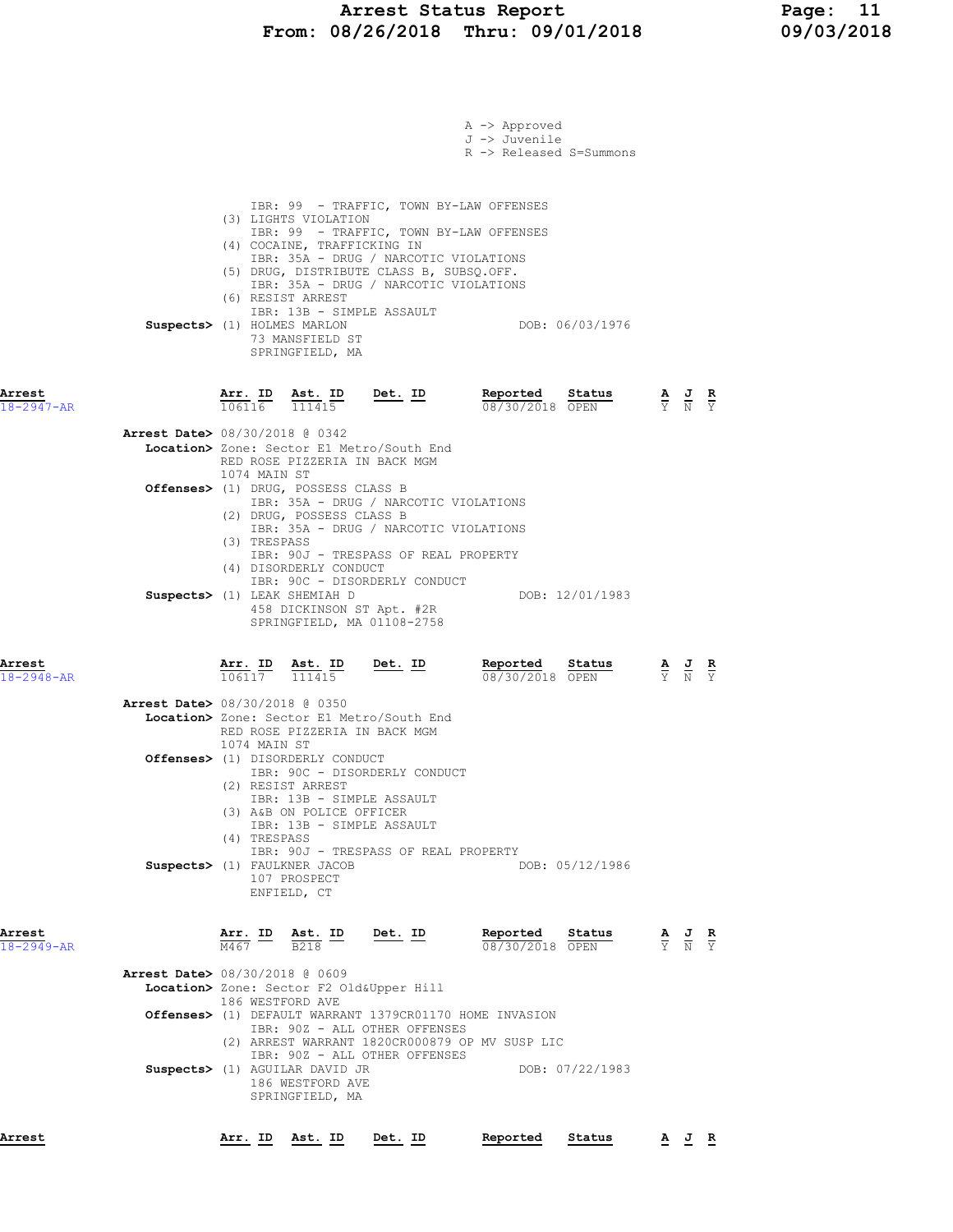A -> Approved
J -> Juvenile
R -> Released S=Summons

IBR: 99 - TRAFFIC, TOWN BY-LAW OFFENSES
(3) LIGHTS VIOLATION
IBR: 99 - TRAFFIC, TOWN BY-LAW OFFENSES
(4) COCAINE, TRAFFICKING IN
IBR: 35A - DRUG / NARCOTIC VIOLATIONS
(5) DRUG, DISTRIBUTE CLASS B, SUBSQ.OFF.
IBR: 35A - DRUG / NARCOTIC VIOLATIONS
(6) RESIST ARREST
IBR: 13B - SIMPLE ASSAULT

**Suspects>** (1) HOLMES MARLON — DOB: 06/03/1976
73 MANSFIELD ST
SPRINGFIELD, MA

| Arrest | Arr. ID | Ast. ID | Det. ID | Reported | Status | A | J | R |
|---|---|---|---|---|---|---|---|---|
| 18-2947-AR | 106116 | 111415 | | 08/30/2018 | OPEN | Y | N | Y |

**Arrest Date>** 08/30/2018 @ 0342
**Location>** Zone: Sector E1 Metro/South End
RED ROSE PIZZERIA IN BACK MGM
1074 MAIN ST
**Offenses>** (1) DRUG, POSSESS CLASS B
IBR: 35A - DRUG / NARCOTIC VIOLATIONS
(2) DRUG, POSSESS CLASS B
IBR: 35A - DRUG / NARCOTIC VIOLATIONS
(3) TRESPASS
IBR: 90J - TRESPASS OF REAL PROPERTY
(4) DISORDERLY CONDUCT
IBR: 90C - DISORDERLY CONDUCT
**Suspects>** (1) LEAK SHEMIAH D — DOB: 12/01/1983
458 DICKINSON ST Apt. #2R
SPRINGFIELD, MA 01108-2758

| Arrest | Arr. ID | Ast. ID | Det. ID | Reported | Status | A | J | R |
|---|---|---|---|---|---|---|---|---|
| 18-2948-AR | 106117 | 111415 | | 08/30/2018 | OPEN | Y | N | Y |

**Arrest Date>** 08/30/2018 @ 0350
**Location>** Zone: Sector E1 Metro/South End
RED ROSE PIZZERIA IN BACK MGM
1074 MAIN ST
**Offenses>** (1) DISORDERLY CONDUCT
IBR: 90C - DISORDERLY CONDUCT
(2) RESIST ARREST
IBR: 13B - SIMPLE ASSAULT
(3) A&B ON POLICE OFFICER
IBR: 13B - SIMPLE ASSAULT
(4) TRESPASS
IBR: 90J - TRESPASS OF REAL PROPERTY
**Suspects>** (1) FAULKNER JACOB — DOB: 05/12/1986
107 PROSPECT
ENFIELD, CT

| Arrest | Arr. ID | Ast. ID | Det. ID | Reported | Status | A | J | R |
|---|---|---|---|---|---|---|---|---|
| 18-2949-AR | M467 | B218 | | 08/30/2018 | OPEN | Y | N | Y |

**Arrest Date>** 08/30/2018 @ 0609
**Location>** Zone: Sector F2 Old&Upper Hill
186 WESTFORD AVE
**Offenses>** (1) DEFAULT WARRANT 1379CR01170 HOME INVASION
IBR: 90Z - ALL OTHER OFFENSES
(2) ARREST WARRANT 1820CR000879 OP MV SUSP LIC
IBR: 90Z - ALL OTHER OFFENSES
**Suspects>** (1) AGUILAR DAVID JR — DOB: 07/22/1983
186 WESTFORD AVE
SPRINGFIELD, MA

| Arrest | Arr. ID | Ast. ID | Det. ID | Reported | Status | A | J | R |
|---|---|---|---|---|---|---|---|---|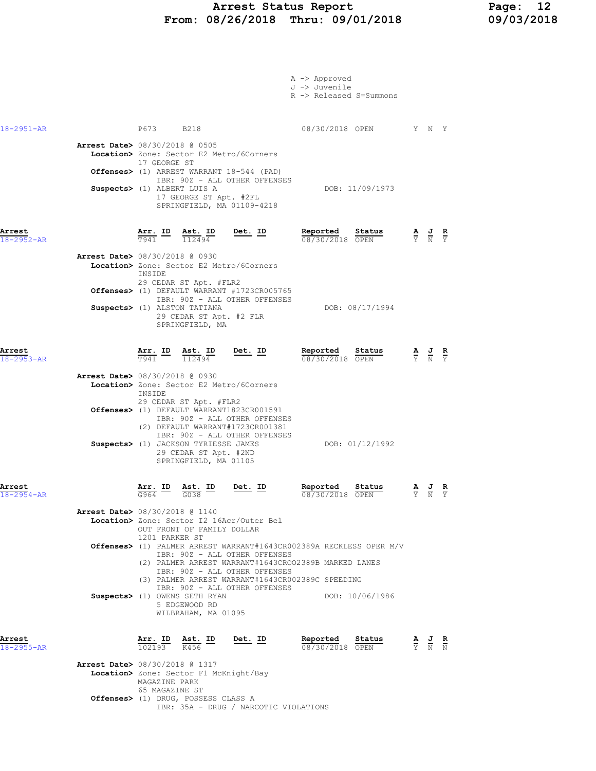A -> Approved
J -> Juvenile
R -> Released S=Summons

| Arrest | Arr. ID | Ast. ID | Det. ID | Reported | Status | A | J | R |
|---|---|---|---|---|---|---|---|---|
| 18-2951-AR | P673 | B218 | | 08/30/2018 | OPEN | Y | N | Y |

**Arrest Date>** 08/30/2018 @ 0505
**Location>** Zone: Sector E2 Metro/6Corners
17 GEORGE ST
**Offenses>** (1) ARREST WARRANT 18-544 (PAD)
IBR: 90Z - ALL OTHER OFFENSES
**Suspects>** (1) ALBERT LUIS A — DOB: 11/09/1973
17 GEORGE ST Apt. #2FL
SPRINGFIELD, MA 01109-4218

| Arrest | Arr. ID | Ast. ID | Det. ID | Reported | Status | A | J | R |
|---|---|---|---|---|---|---|---|---|
| 18-2952-AR | T941 | 112494 | | 08/30/2018 | OPEN | Y | N | Y |

**Arrest Date>** 08/30/2018 @ 0930
**Location>** Zone: Sector E2 Metro/6Corners
INSIDE
29 CEDAR ST Apt. #FLR2
**Offenses>** (1) DEFAULT WARRANT #1723CR005765
IBR: 90Z - ALL OTHER OFFENSES
**Suspects>** (1) ALSTON TATIANA — DOB: 08/17/1994
29 CEDAR ST Apt. #2 FLR
SPRINGFIELD, MA

| Arrest | Arr. ID | Ast. ID | Det. ID | Reported | Status | A | J | R |
|---|---|---|---|---|---|---|---|---|
| 18-2953-AR | T941 | 112494 | | 08/30/2018 | OPEN | Y | N | Y |

**Arrest Date>** 08/30/2018 @ 0930
**Location>** Zone: Sector E2 Metro/6Corners
INSIDE
29 CEDAR ST Apt. #FLR2
**Offenses>** (1) DEFAULT WARRANT1823CR001591
IBR: 90Z - ALL OTHER OFFENSES
(2) DEFAULT WARRANT#1723CR001381
IBR: 90Z - ALL OTHER OFFENSES
**Suspects>** (1) JACKSON TYRIESSE JAMES — DOB: 01/12/1992
29 CEDAR ST Apt. #2ND
SPRINGFIELD, MA 01105

| Arrest | Arr. ID | Ast. ID | Det. ID | Reported | Status | A | J | R |
|---|---|---|---|---|---|---|---|---|
| 18-2954-AR | G964 | G038 | | 08/30/2018 | OPEN | Y | N | Y |

**Arrest Date>** 08/30/2018 @ 1140
**Location>** Zone: Sector I2 16Acr/Outer Bel
OUT FRONT OF FAMILY DOLLAR
1201 PARKER ST
**Offenses>** (1) PALMER ARREST WARRANT#1643CR002389A RECKLESS OPER M/V
IBR: 90Z - ALL OTHER OFFENSES
(2) PALMER ARREST WARRANT#1643CROO2389B MARKED LANES
IBR: 90Z - ALL OTHER OFFENSES
(3) PALMER ARREST WARRANT#1643CR002389C SPEEDING
IBR: 90Z - ALL OTHER OFFENSES
**Suspects>** (1) OWENS SETH RYAN — DOB: 10/06/1986
5 EDGEWOOD RD
WILBRAHAM, MA 01095

| Arrest | Arr. ID | Ast. ID | Det. ID | Reported | Status | A | J | R |
|---|---|---|---|---|---|---|---|---|
| 18-2955-AR | 102193 | K456 | | 08/30/2018 | OPEN | Y | N | N |

**Arrest Date>** 08/30/2018 @ 1317
**Location>** Zone: Sector F1 McKnight/Bay
MAGAZINE PARK
65 MAGAZINE ST
**Offenses>** (1) DRUG, POSSESS CLASS A
IBR: 35A - DRUG / NARCOTIC VIOLATIONS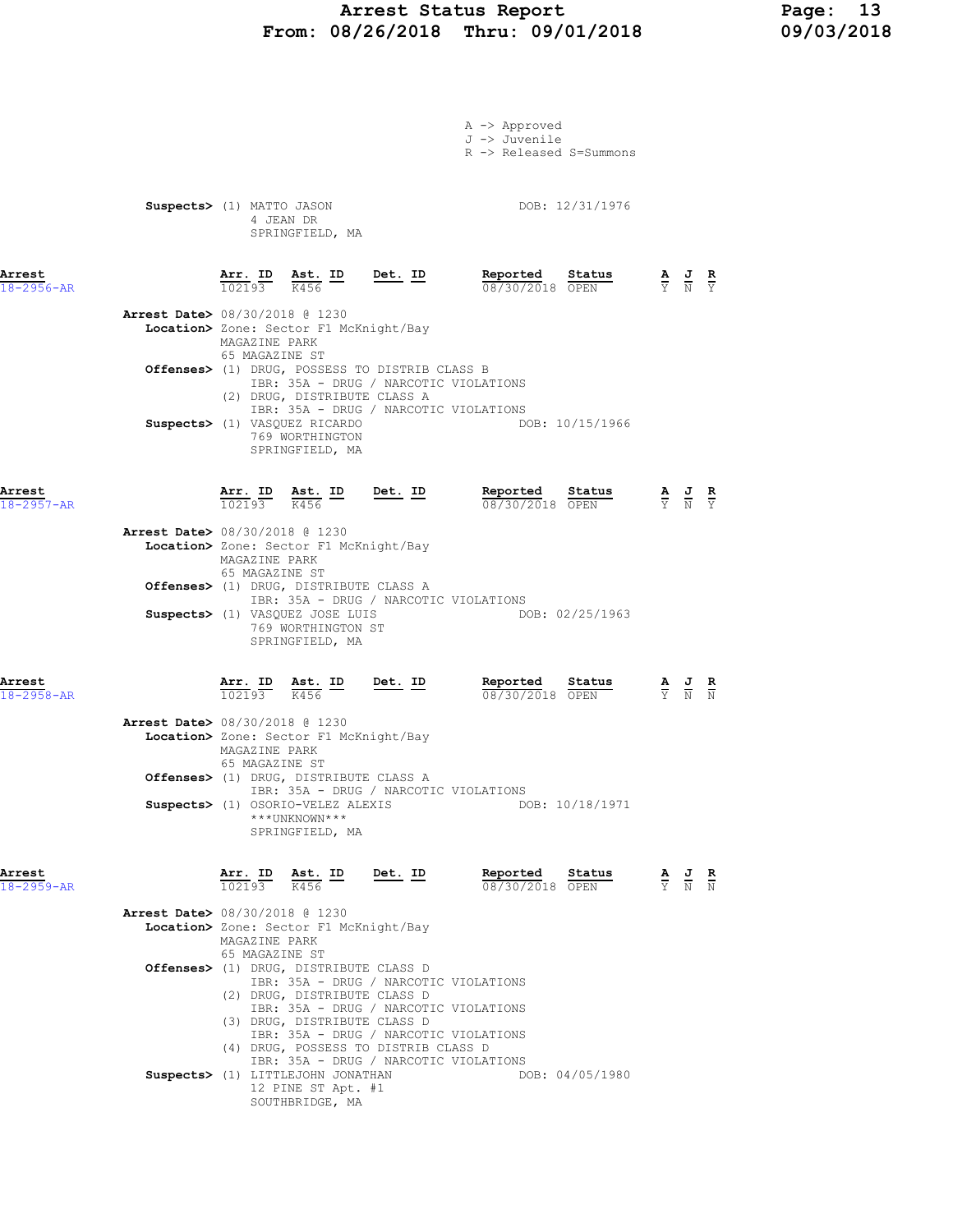A -> Approved
J -> Juvenile
R -> Released S=Summons

**Suspects>** (1) MATTO JASON DOB: 12/31/1976
4 JEAN DR
SPRINGFIELD, MA

| Arrest | Arr. ID | Ast. ID | Det. ID | Reported | Status | A | J | R |
|---|---|---|---|---|---|---|---|---|
| 18-2956-AR | 102193 | K456 | | 08/30/2018 | OPEN | Y | N | Y |

**Arrest Date>** 08/30/2018 @ 1230
**Location>** Zone: Sector F1 McKnight/Bay
MAGAZINE PARK
65 MAGAZINE ST
**Offenses>** (1) DRUG, POSSESS TO DISTRIB CLASS B
IBR: 35A - DRUG / NARCOTIC VIOLATIONS
(2) DRUG, DISTRIBUTE CLASS A
IBR: 35A - DRUG / NARCOTIC VIOLATIONS
**Suspects>** (1) VASQUEZ RICARDO DOB: 10/15/1966
769 WORTHINGTON
SPRINGFIELD, MA

| Arrest | Arr. ID | Ast. ID | Det. ID | Reported | Status | A | J | R |
|---|---|---|---|---|---|---|---|---|
| 18-2957-AR | 102193 | K456 | | 08/30/2018 | OPEN | Y | N | Y |

**Arrest Date>** 08/30/2018 @ 1230
**Location>** Zone: Sector F1 McKnight/Bay
MAGAZINE PARK
65 MAGAZINE ST
**Offenses>** (1) DRUG, DISTRIBUTE CLASS A
IBR: 35A - DRUG / NARCOTIC VIOLATIONS
**Suspects>** (1) VASQUEZ JOSE LUIS DOB: 02/25/1963
769 WORTHINGTON ST
SPRINGFIELD, MA

| Arrest | Arr. ID | Ast. ID | Det. ID | Reported | Status | A | J | R |
|---|---|---|---|---|---|---|---|---|
| 18-2958-AR | 102193 | K456 | | 08/30/2018 | OPEN | Y | N | N |

**Arrest Date>** 08/30/2018 @ 1230
**Location>** Zone: Sector F1 McKnight/Bay
MAGAZINE PARK
65 MAGAZINE ST
**Offenses>** (1) DRUG, DISTRIBUTE CLASS A
IBR: 35A - DRUG / NARCOTIC VIOLATIONS
**Suspects>** (1) OSORIO-VELEZ ALEXIS DOB: 10/18/1971
***UNKNOWN***
SPRINGFIELD, MA

| Arrest | Arr. ID | Ast. ID | Det. ID | Reported | Status | A | J | R |
|---|---|---|---|---|---|---|---|---|
| 18-2959-AR | 102193 | K456 | | 08/30/2018 | OPEN | Y | N | N |

**Arrest Date>** 08/30/2018 @ 1230
**Location>** Zone: Sector F1 McKnight/Bay
MAGAZINE PARK
65 MAGAZINE ST
**Offenses>** (1) DRUG, DISTRIBUTE CLASS D
IBR: 35A - DRUG / NARCOTIC VIOLATIONS
(2) DRUG, DISTRIBUTE CLASS D
IBR: 35A - DRUG / NARCOTIC VIOLATIONS
(3) DRUG, DISTRIBUTE CLASS D
IBR: 35A - DRUG / NARCOTIC VIOLATIONS
(4) DRUG, POSSESS TO DISTRIB CLASS D
IBR: 35A - DRUG / NARCOTIC VIOLATIONS
**Suspects>** (1) LITTLEJOHN JONATHAN DOB: 04/05/1980
12 PINE ST Apt. #1
SOUTHBRIDGE, MA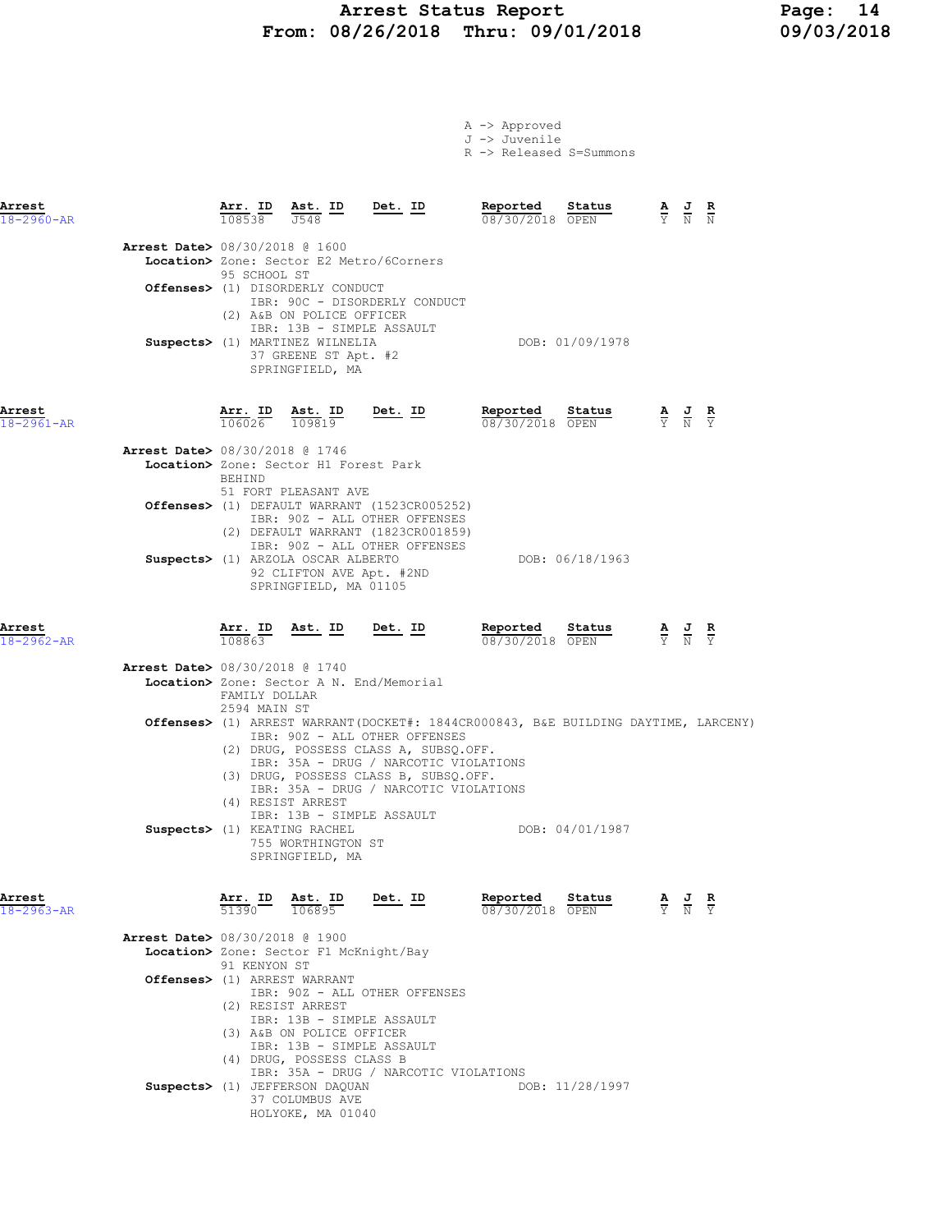# Arrest Status Report
**From: 08/26/2018 Thru: 09/01/2018**

A -> Approved
J -> Juvenile
R -> Released S=Summons

---

| Arrest | Arr. ID | Ast. ID | Det. ID | Reported | Status | A | J | R |
|---|---|---|---|---|---|---|---|---|
| 18-2960-AR | 108538 | J548 | | 08/30/2018 | OPEN | Y | N | N |

**Arrest Date>** 08/30/2018 @ 1600
**Location>** Zone: Sector E2 Metro/6Corners
95 SCHOOL ST
**Offenses>** (1) DISORDERLY CONDUCT
IBR: 90C - DISORDERLY CONDUCT
(2) A&B ON POLICE OFFICER
IBR: 13B - SIMPLE ASSAULT
**Suspects>** (1) MARTINEZ WILNELIA — DOB: 01/09/1978
37 GREENE ST Apt. #2
SPRINGFIELD, MA

---

| Arrest | Arr. ID | Ast. ID | Det. ID | Reported | Status | A | J | R |
|---|---|---|---|---|---|---|---|---|
| 18-2961-AR | 106026 | 109819 | | 08/30/2018 | OPEN | Y | N | Y |

**Arrest Date>** 08/30/2018 @ 1746
**Location>** Zone: Sector H1 Forest Park
BEHIND
51 FORT PLEASANT AVE
**Offenses>** (1) DEFAULT WARRANT (1523CR005252)
IBR: 90Z - ALL OTHER OFFENSES
(2) DEFAULT WARRANT (1823CR001859)
IBR: 90Z - ALL OTHER OFFENSES
**Suspects>** (1) ARZOLA OSCAR ALBERTO — DOB: 06/18/1963
92 CLIFTON AVE Apt. #2ND
SPRINGFIELD, MA 01105

---

| Arrest | Arr. ID | Ast. ID | Det. ID | Reported | Status | A | J | R |
|---|---|---|---|---|---|---|---|---|
| 18-2962-AR | 108863 | | | 08/30/2018 | OPEN | Y | N | Y |

**Arrest Date>** 08/30/2018 @ 1740
**Location>** Zone: Sector A N. End/Memorial
FAMILY DOLLAR
2594 MAIN ST
**Offenses>** (1) ARREST WARRANT(DOCKET#: 1844CR000843, B&E BUILDING DAYTIME, LARCENY)
IBR: 90Z - ALL OTHER OFFENSES
(2) DRUG, POSSESS CLASS A, SUBSQ.OFF.
IBR: 35A - DRUG / NARCOTIC VIOLATIONS
(3) DRUG, POSSESS CLASS B, SUBSQ.OFF.
IBR: 35A - DRUG / NARCOTIC VIOLATIONS
(4) RESIST ARREST
IBR: 13B - SIMPLE ASSAULT
**Suspects>** (1) KEATING RACHEL — DOB: 04/01/1987
755 WORTHINGTON ST
SPRINGFIELD, MA

---

| Arrest | Arr. ID | Ast. ID | Det. ID | Reported | Status | A | J | R |
|---|---|---|---|---|---|---|---|---|
| 18-2963-AR | 51390 | 106895 | | 08/30/2018 | OPEN | Y | N | Y |

**Arrest Date>** 08/30/2018 @ 1900
**Location>** Zone: Sector F1 McKnight/Bay
91 KENYON ST
**Offenses>** (1) ARREST WARRANT
IBR: 90Z - ALL OTHER OFFENSES
(2) RESIST ARREST
IBR: 13B - SIMPLE ASSAULT
(3) A&B ON POLICE OFFICER
IBR: 13B - SIMPLE ASSAULT
(4) DRUG, POSSESS CLASS B
IBR: 35A - DRUG / NARCOTIC VIOLATIONS
**Suspects>** (1) JEFFERSON DAQUAN — DOB: 11/28/1997
37 COLUMBUS AVE
HOLYOKE, MA 01040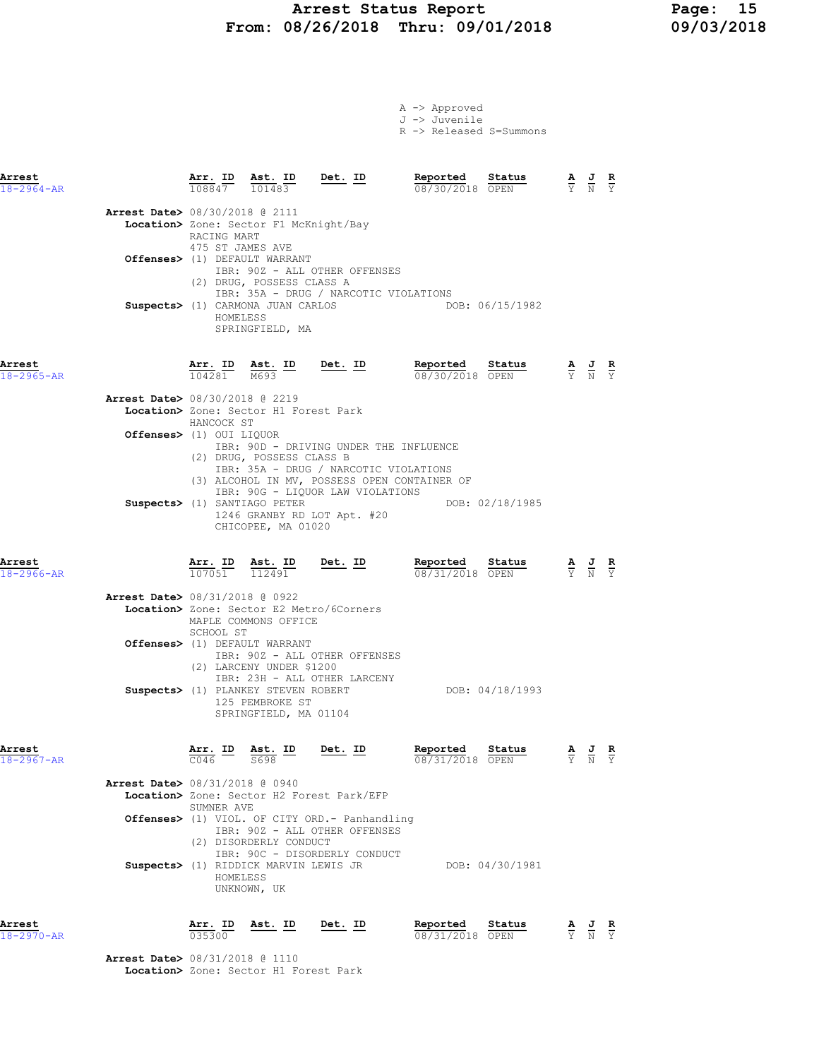# Arrest Status Report
**From: 08/26/2018 Thru: 09/01/2018**

A -> Approved
J -> Juvenile
R -> Released S=Summons

| Arrest | Arr. ID | Ast. ID | Det. ID | Reported | Status | A | J | R |
|---|---|---|---|---|---|---|---|---|
| 18-2964-AR | 108847 | 101483 | | 08/30/2018 | OPEN | Y | N | Y |

**Arrest Date>** 08/30/2018 @ 2111
**Location>** Zone: Sector F1 McKnight/Bay
RACING MART
475 ST JAMES AVE
**Offenses>** (1) DEFAULT WARRANT
IBR: 90Z - ALL OTHER OFFENSES
(2) DRUG, POSSESS CLASS A
IBR: 35A - DRUG / NARCOTIC VIOLATIONS
**Suspects>** (1) CARMONA JUAN CARLOS — DOB: 06/15/1982
HOMELESS
SPRINGFIELD, MA

| Arrest | Arr. ID | Ast. ID | Det. ID | Reported | Status | A | J | R |
|---|---|---|---|---|---|---|---|---|
| 18-2965-AR | 104281 | M693 | | 08/30/2018 | OPEN | Y | N | Y |

**Arrest Date>** 08/30/2018 @ 2219
**Location>** Zone: Sector H1 Forest Park
HANCOCK ST
**Offenses>** (1) OUI LIQUOR
IBR: 90D - DRIVING UNDER THE INFLUENCE
(2) DRUG, POSSESS CLASS B
IBR: 35A - DRUG / NARCOTIC VIOLATIONS
(3) ALCOHOL IN MV, POSSESS OPEN CONTAINER OF
IBR: 90G - LIQUOR LAW VIOLATIONS
**Suspects>** (1) SANTIAGO PETER — DOB: 02/18/1985
1246 GRANBY RD LOT Apt. #20
CHICOPEE, MA 01020

| Arrest | Arr. ID | Ast. ID | Det. ID | Reported | Status | A | J | R |
|---|---|---|---|---|---|---|---|---|
| 18-2966-AR | 107051 | 112491 | | 08/31/2018 | OPEN | Y | N | Y |

**Arrest Date>** 08/31/2018 @ 0922
**Location>** Zone: Sector E2 Metro/6Corners
MAPLE COMMONS OFFICE
SCHOOL ST
**Offenses>** (1) DEFAULT WARRANT
IBR: 90Z - ALL OTHER OFFENSES
(2) LARCENY UNDER $1200
IBR: 23H - ALL OTHER LARCENY
**Suspects>** (1) PLANKEY STEVEN ROBERT — DOB: 04/18/1993
125 PEMBROKE ST
SPRINGFIELD, MA 01104

| Arrest | Arr. ID | Ast. ID | Det. ID | Reported | Status | A | J | R |
|---|---|---|---|---|---|---|---|---|
| 18-2967-AR | C046 | S698 | | 08/31/2018 | OPEN | Y | N | Y |

**Arrest Date>** 08/31/2018 @ 0940
**Location>** Zone: Sector H2 Forest Park/EFP
SUMNER AVE
**Offenses>** (1) VIOL. OF CITY ORD.- Panhandling
IBR: 90Z - ALL OTHER OFFENSES
(2) DISORDERLY CONDUCT
IBR: 90C - DISORDERLY CONDUCT
**Suspects>** (1) RIDDICK MARVIN LEWIS JR — DOB: 04/30/1981
HOMELESS
UNKNOWN, UK

| Arrest | Arr. ID | Ast. ID | Det. ID | Reported | Status | A | J | R |
|---|---|---|---|---|---|---|---|---|
| 18-2970-AR | 035300 | | | 08/31/2018 | OPEN | Y | N | Y |

**Arrest Date>** 08/31/2018 @ 1110
**Location>** Zone: Sector H1 Forest Park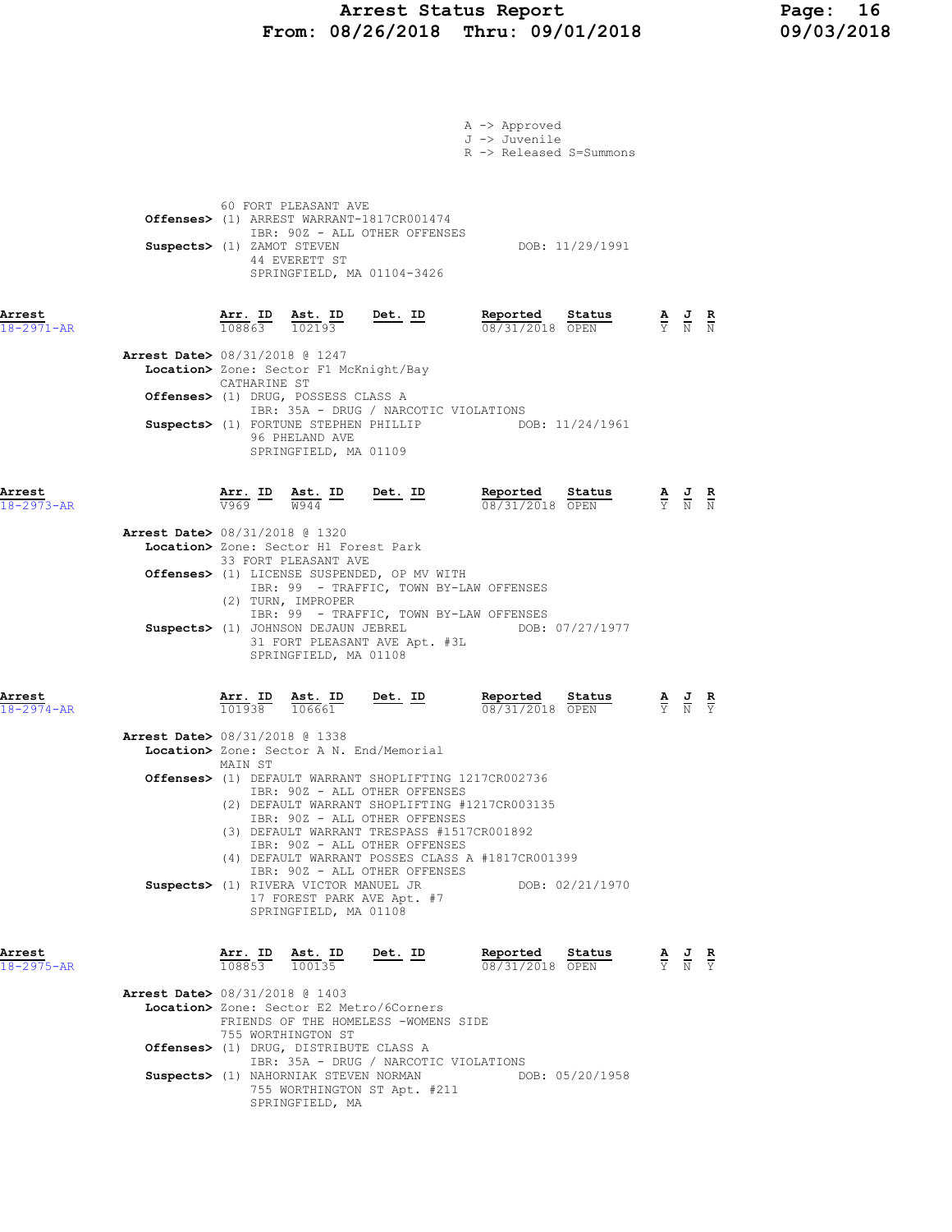A -> Approved
J -> Juvenile
R -> Released S=Summons

60 FORT PLEASANT AVE
**Offenses>** (1) ARREST WARRANT-1817CR001474
IBR: 90Z - ALL OTHER OFFENSES
**Suspects>** (1) ZAMOT STEVEN DOB: 11/29/1991
44 EVERETT ST
SPRINGFIELD, MA 01104-3426

**Arrest** 18-2971-AR

| Arr. ID | Ast. ID | Det. ID | Reported | Status | A | J | R |
|---|---|---|---|---|---|---|---|
| 108863 | 102193 | | 08/31/2018 | OPEN | Y | N | N |

**Arrest Date>** 08/31/2018 @ 1247
**Location>** Zone: Sector F1 McKnight/Bay
CATHARINE ST
**Offenses>** (1) DRUG, POSSESS CLASS A
IBR: 35A - DRUG / NARCOTIC VIOLATIONS
**Suspects>** (1) FORTUNE STEPHEN PHILLIP DOB: 11/24/1961
96 PHELAND AVE
SPRINGFIELD, MA 01109

**Arrest** 18-2973-AR

| Arr. ID | Ast. ID | Det. ID | Reported | Status | A | J | R |
|---|---|---|---|---|---|---|---|
| V969 | W944 | | 08/31/2018 | OPEN | Y | N | N |

**Arrest Date>** 08/31/2018 @ 1320
**Location>** Zone: Sector H1 Forest Park
33 FORT PLEASANT AVE
**Offenses>** (1) LICENSE SUSPENDED, OP MV WITH
IBR: 99 - TRAFFIC, TOWN BY-LAW OFFENSES
(2) TURN, IMPROPER
IBR: 99 - TRAFFIC, TOWN BY-LAW OFFENSES
**Suspects>** (1) JOHNSON DEJAUN JEBREL DOB: 07/27/1977
31 FORT PLEASANT AVE Apt. #3L
SPRINGFIELD, MA 01108

**Arrest** 18-2974-AR

| Arr. ID | Ast. ID | Det. ID | Reported | Status | A | J | R |
|---|---|---|---|---|---|---|---|
| 101938 | 106661 | | 08/31/2018 | OPEN | Y | N | Y |

**Arrest Date>** 08/31/2018 @ 1338
**Location>** Zone: Sector A N. End/Memorial
MAIN ST
**Offenses>** (1) DEFAULT WARRANT SHOPLIFTING 1217CR002736
IBR: 90Z - ALL OTHER OFFENSES
(2) DEFAULT WARRANT SHOPLIFTING #1217CR003135
IBR: 90Z - ALL OTHER OFFENSES
(3) DEFAULT WARRANT TRESPASS #1517CR001892
IBR: 90Z - ALL OTHER OFFENSES
(4) DEFAULT WARRANT POSSES CLASS A #1817CR001399
IBR: 90Z - ALL OTHER OFFENSES
**Suspects>** (1) RIVERA VICTOR MANUEL JR DOB: 02/21/1970
17 FOREST PARK AVE Apt. #7
SPRINGFIELD, MA 01108

**Arrest** 18-2975-AR

| Arr. ID | Ast. ID | Det. ID | Reported | Status | A | J | R |
|---|---|---|---|---|---|---|---|
| 108853 | 100135 | | 08/31/2018 | OPEN | Y | N | Y |

**Arrest Date>** 08/31/2018 @ 1403
**Location>** Zone: Sector E2 Metro/6Corners
FRIENDS OF THE HOMELESS -WOMENS SIDE
755 WORTHINGTON ST
**Offenses>** (1) DRUG, DISTRIBUTE CLASS A
IBR: 35A - DRUG / NARCOTIC VIOLATIONS
**Suspects>** (1) NAHORNIAK STEVEN NORMAN DOB: 05/20/1958
755 WORTHINGTON ST Apt. #211
SPRINGFIELD, MA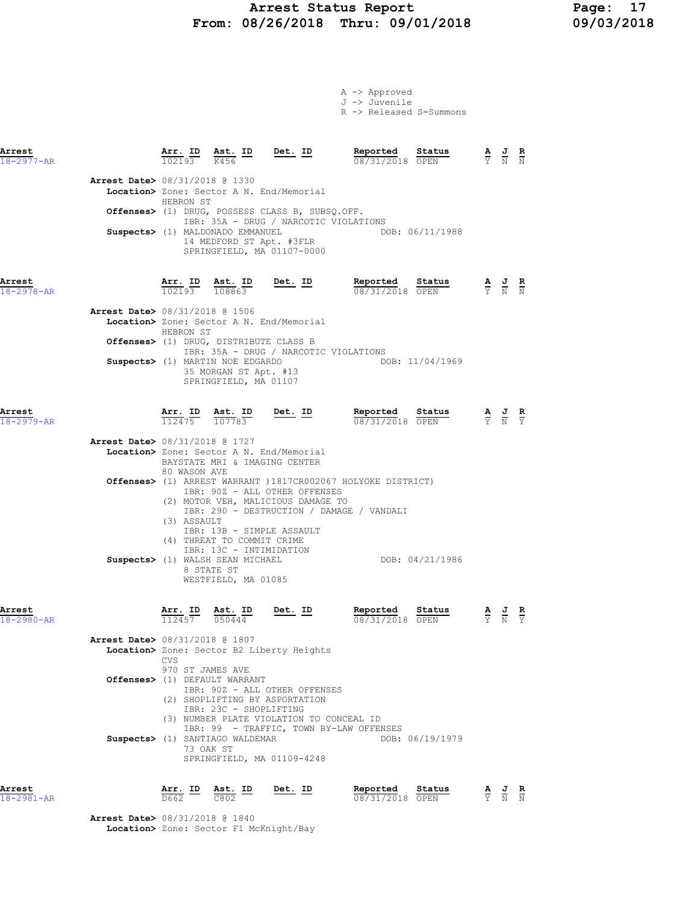A -> Approved
J -> Juvenile
R -> Released S=Summons

| Arrest | Arr. ID | Ast. ID | Det. ID | Reported | Status | A | J | R |
|---|---|---|---|---|---|---|---|---|
| 18-2977-AR | 102193 | K456 | | 08/31/2018 | OPEN | Y | N | N |

**Arrest Date>** 08/31/2018 @ 1330
**Location>** Zone: Sector A N. End/Memorial
HEBRON ST
**Offenses>** (1) DRUG, POSSESS CLASS B, SUBSQ.OFF.
IBR: 35A - DRUG / NARCOTIC VIOLATIONS
**Suspects>** (1) MALDONADO EMMANUEL DOB: 06/11/1988
14 MEDFORD ST Apt. #3FLR
SPRINGFIELD, MA 01107-0000

| Arrest | Arr. ID | Ast. ID | Det. ID | Reported | Status | A | J | R |
|---|---|---|---|---|---|---|---|---|
| 18-2978-AR | 102193 | 108863 | | 08/31/2018 | OPEN | Y | N | N |

**Arrest Date>** 08/31/2018 @ 1506
**Location>** Zone: Sector A N. End/Memorial
HEBRON ST
**Offenses>** (1) DRUG, DISTRIBUTE CLASS B
IBR: 35A - DRUG / NARCOTIC VIOLATIONS
**Suspects>** (1) MARTIN NOE EDGARDO DOB: 11/04/1969
35 MORGAN ST Apt. #13
SPRINGFIELD, MA 01107

| Arrest | Arr. ID | Ast. ID | Det. ID | Reported | Status | A | J | R |
|---|---|---|---|---|---|---|---|---|
| 18-2979-AR | 112475 | 107783 | | 08/31/2018 | OPEN | Y | N | Y |

**Arrest Date>** 08/31/2018 @ 1727
**Location>** Zone: Sector A N. End/Memorial
BAYSTATE MRI & IMAGING CENTER
80 WASON AVE
**Offenses>** (1) ARREST WARRANT )1817CR002067 HOLYOKE DISTRICT)
IBR: 90Z - ALL OTHER OFFENSES
(2) MOTOR VEH, MALICIOUS DAMAGE TO
IBR: 290 - DESTRUCTION / DAMAGE / VANDALI
(3) ASSAULT
IBR: 13B - SIMPLE ASSAULT
(4) THREAT TO COMMIT CRIME
IBR: 13C - INTIMIDATION
**Suspects>** (1) WALSH SEAN MICHAEL DOB: 04/21/1986
8 STATE ST
WESTFIELD, MA 01085

| Arrest | Arr. ID | Ast. ID | Det. ID | Reported | Status | A | J | R |
|---|---|---|---|---|---|---|---|---|
| 18-2980-AR | 112457 | 050444 | | 08/31/2018 | OPEN | Y | N | Y |

**Arrest Date>** 08/31/2018 @ 1807
**Location>** Zone: Sector B2 Liberty Heights
CVS
970 ST JAMES AVE
**Offenses>** (1) DEFAULT WARRANT
IBR: 90Z - ALL OTHER OFFENSES
(2) SHOPLIFTING BY ASPORTATION
IBR: 23C - SHOPLIFTING
(3) NUMBER PLATE VIOLATION TO CONCEAL ID
IBR: 99 - TRAFFIC, TOWN BY-LAW OFFENSES
**Suspects>** (1) SANTIAGO WALDEMAR DOB: 06/19/1979
73 OAK ST
SPRINGFIELD, MA 01109-4248

| Arrest | Arr. ID | Ast. ID | Det. ID | Reported | Status | A | J | R |
|---|---|---|---|---|---|---|---|---|
| 18-2981-AR | D662 | C802 | | 08/31/2018 | OPEN | Y | N | N |

**Arrest Date>** 08/31/2018 @ 1840
**Location>** Zone: Sector F1 McKnight/Bay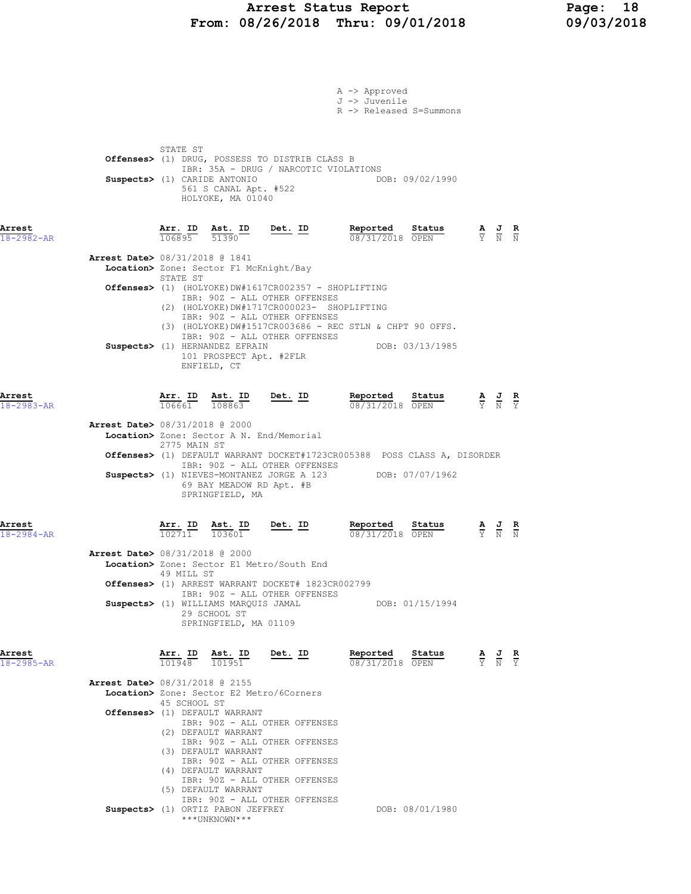A -> Approved
J -> Juvenile
R -> Released S=Summons

STATE ST
**Offenses>** (1) DRUG, POSSESS TO DISTRIB CLASS B
IBR: 35A - DRUG / NARCOTIC VIOLATIONS
**Suspects>** (1) CARIDE ANTONIO DOB: 09/02/1990
561 S CANAL Apt. #522
HOLYOKE, MA 01040

---

**Arrest** 18-2982-AR

| Arr. ID | Ast. ID | Det. ID | Reported | Status | A | J | R |
|---|---|---|---|---|---|---|---|
| 106895 | 51390 | | 08/31/2018 | OPEN | Y | N | N |

**Arrest Date>** 08/31/2018 @ 1841
**Location>** Zone: Sector F1 McKnight/Bay
STATE ST
**Offenses>** (1) (HOLYOKE)DW#1617CR002357 - SHOPLIFTING
IBR: 90Z - ALL OTHER OFFENSES
(2) (HOLYOKE)DW#1717CR000023- SHOPLIFTING
IBR: 90Z - ALL OTHER OFFENSES
(3) (HOLYOKE)DW#1517CR003686 - REC STLN & CHPT 90 OFFS.
IBR: 90Z - ALL OTHER OFFENSES
**Suspects>** (1) HERNANDEZ EFRAIN DOB: 03/13/1985
101 PROSPECT Apt. #2FLR
ENFIELD, CT

---

**Arrest** 18-2983-AR

| Arr. ID | Ast. ID | Det. ID | Reported | Status | A | J | R |
|---|---|---|---|---|---|---|---|
| 106661 | 108863 | | 08/31/2018 | OPEN | Y | N | Y |

**Arrest Date>** 08/31/2018 @ 2000
**Location>** Zone: Sector A N. End/Memorial
2775 MAIN ST
**Offenses>** (1) DEFAULT WARRANT DOCKET#1723CR005388 POSS CLASS A, DISORDER
IBR: 90Z - ALL OTHER OFFENSES
**Suspects>** (1) NIEVES-MONTANEZ JORGE A 123 DOB: 07/07/1962
69 BAY MEADOW RD Apt. #B
SPRINGFIELD, MA

---

**Arrest** 18-2984-AR

| Arr. ID | Ast. ID | Det. ID | Reported | Status | A | J | R |
|---|---|---|---|---|---|---|---|
| 102711 | 103601 | | 08/31/2018 | OPEN | Y | N | N |

**Arrest Date>** 08/31/2018 @ 2000
**Location>** Zone: Sector E1 Metro/South End
49 MILL ST
**Offenses>** (1) ARREST WARRANT DOCKET# 1823CR002799
IBR: 90Z - ALL OTHER OFFENSES
**Suspects>** (1) WILLIAMS MARQUIS JAMAL DOB: 01/15/1994
29 SCHOOL ST
SPRINGFIELD, MA 01109

---

**Arrest** 18-2985-AR

| Arr. ID | Ast. ID | Det. ID | Reported | Status | A | J | R |
|---|---|---|---|---|---|---|---|
| 101948 | 101951 | | 08/31/2018 | OPEN | Y | N | Y |

**Arrest Date>** 08/31/2018 @ 2155
**Location>** Zone: Sector E2 Metro/6Corners
45 SCHOOL ST
**Offenses>** (1) DEFAULT WARRANT
IBR: 90Z - ALL OTHER OFFENSES
(2) DEFAULT WARRANT
IBR: 90Z - ALL OTHER OFFENSES
(3) DEFAULT WARRANT
IBR: 90Z - ALL OTHER OFFENSES
(4) DEFAULT WARRANT
IBR: 90Z - ALL OTHER OFFENSES
(5) DEFAULT WARRANT
IBR: 90Z - ALL OTHER OFFENSES
**Suspects>** (1) ORTIZ PABON JEFFREY DOB: 08/01/1980
\*\*\*UNKNOWN\*\*\*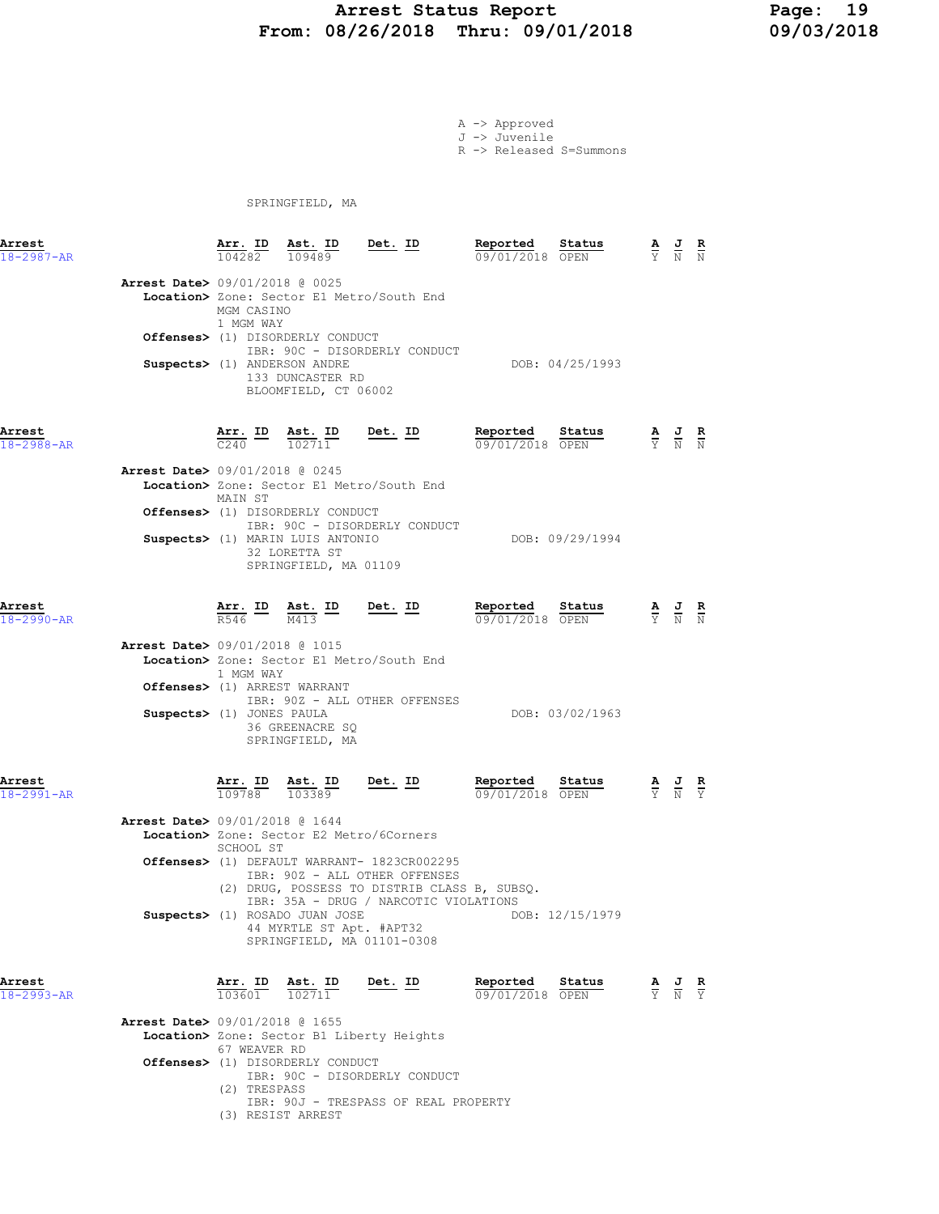# Arrest Status Report
## From: 08/26/2018 Thru: 09/01/2018

A -> Approved
J -> Juvenile
R -> Released S=Summons

SPRINGFIELD, MA

| Arrest | Arr. ID | Ast. ID | Det. ID | Reported | Status | A | J | R |
|---|---|---|---|---|---|---|---|---|
| 18-2987-AR | 104282 | 109489 | | 09/01/2018 | OPEN | Y | N | N |

**Arrest Date>** 09/01/2018 @ 0025
**Location>** Zone: Sector E1 Metro/South End
MGM CASINO
1 MGM WAY
**Offenses>** (1) DISORDERLY CONDUCT
IBR: 90C - DISORDERLY CONDUCT
**Suspects>** (1) ANDERSON ANDRE — DOB: 04/25/1993
133 DUNCASTER RD
BLOOMFIELD, CT 06002

| Arrest | Arr. ID | Ast. ID | Det. ID | Reported | Status | A | J | R |
|---|---|---|---|---|---|---|---|---|
| 18-2988-AR | C240 | 102711 | | 09/01/2018 | OPEN | Y | N | N |

**Arrest Date>** 09/01/2018 @ 0245
**Location>** Zone: Sector E1 Metro/South End
MAIN ST
**Offenses>** (1) DISORDERLY CONDUCT
IBR: 90C - DISORDERLY CONDUCT
**Suspects>** (1) MARIN LUIS ANTONIO — DOB: 09/29/1994
32 LORETTA ST
SPRINGFIELD, MA 01109

| Arrest | Arr. ID | Ast. ID | Det. ID | Reported | Status | A | J | R |
|---|---|---|---|---|---|---|---|---|
| 18-2990-AR | R546 | M413 | | 09/01/2018 | OPEN | Y | N | N |

**Arrest Date>** 09/01/2018 @ 1015
**Location>** Zone: Sector E1 Metro/South End
1 MGM WAY
**Offenses>** (1) ARREST WARRANT
IBR: 90Z - ALL OTHER OFFENSES
**Suspects>** (1) JONES PAULA — DOB: 03/02/1963
36 GREENACRE SQ
SPRINGFIELD, MA

| Arrest | Arr. ID | Ast. ID | Det. ID | Reported | Status | A | J | R |
|---|---|---|---|---|---|---|---|---|
| 18-2991-AR | 109788 | 103389 | | 09/01/2018 | OPEN | Y | N | Y |

**Arrest Date>** 09/01/2018 @ 1644
**Location>** Zone: Sector E2 Metro/6Corners
SCHOOL ST
**Offenses>** (1) DEFAULT WARRANT- 1823CR002295
IBR: 90Z - ALL OTHER OFFENSES
(2) DRUG, POSSESS TO DISTRIB CLASS B, SUBSQ.
IBR: 35A - DRUG / NARCOTIC VIOLATIONS
**Suspects>** (1) ROSADO JUAN JOSE — DOB: 12/15/1979
44 MYRTLE ST Apt. #APT32
SPRINGFIELD, MA 01101-0308

| Arrest | Arr. ID | Ast. ID | Det. ID | Reported | Status | A | J | R |
|---|---|---|---|---|---|---|---|---|
| 18-2993-AR | 103601 | 102711 | | 09/01/2018 | OPEN | Y | N | Y |

**Arrest Date>** 09/01/2018 @ 1655
**Location>** Zone: Sector B1 Liberty Heights
67 WEAVER RD
**Offenses>** (1) DISORDERLY CONDUCT
IBR: 90C - DISORDERLY CONDUCT
(2) TRESPASS
IBR: 90J - TRESPASS OF REAL PROPERTY
(3) RESIST ARREST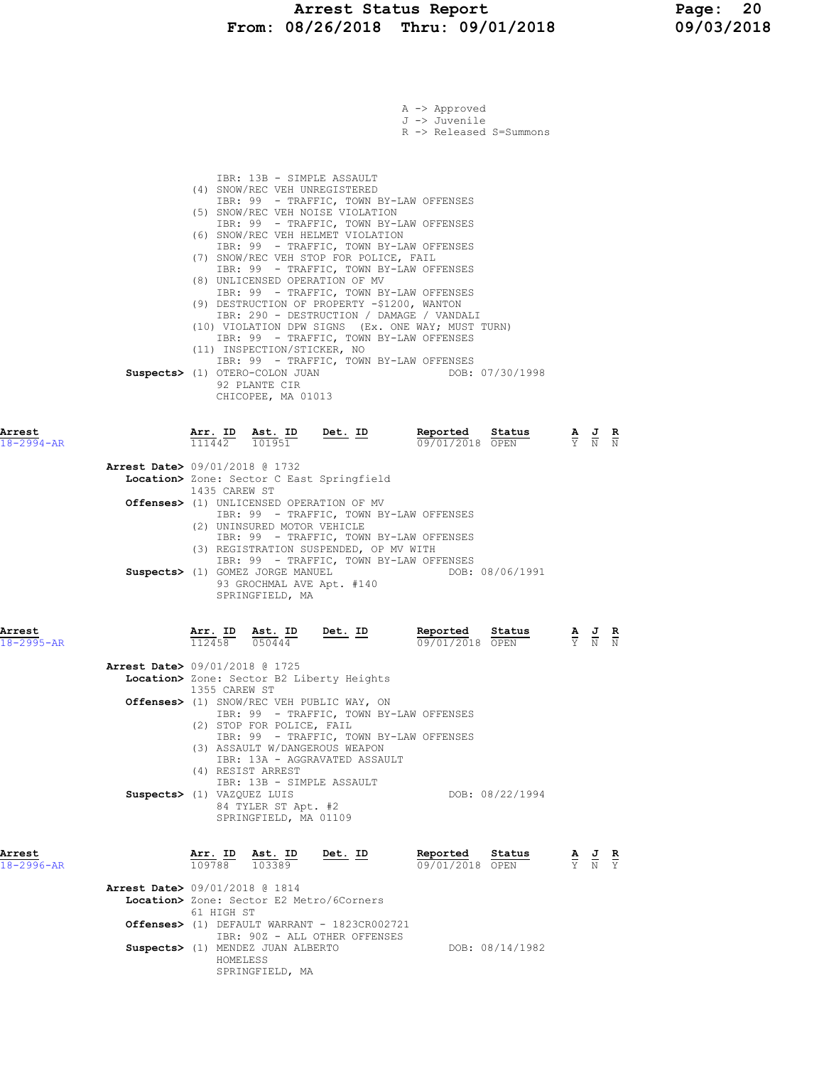A -> Approved
J -> Juvenile
R -> Released S=Summons

IBR: 13B - SIMPLE ASSAULT
(4) SNOW/REC VEH UNREGISTERED
IBR: 99 - TRAFFIC, TOWN BY-LAW OFFENSES
(5) SNOW/REC VEH NOISE VIOLATION
IBR: 99 - TRAFFIC, TOWN BY-LAW OFFENSES
(6) SNOW/REC VEH HELMET VIOLATION
IBR: 99 - TRAFFIC, TOWN BY-LAW OFFENSES
(7) SNOW/REC VEH STOP FOR POLICE, FAIL
IBR: 99 - TRAFFIC, TOWN BY-LAW OFFENSES
(8) UNLICENSED OPERATION OF MV
IBR: 99 - TRAFFIC, TOWN BY-LAW OFFENSES
(9) DESTRUCTION OF PROPERTY -$1200, WANTON
IBR: 290 - DESTRUCTION / DAMAGE / VANDALI
(10) VIOLATION DPW SIGNS (Ex. ONE WAY; MUST TURN)
IBR: 99 - TRAFFIC, TOWN BY-LAW OFFENSES
(11) INSPECTION/STICKER, NO
IBR: 99 - TRAFFIC, TOWN BY-LAW OFFENSES

**Suspects>** (1) OTERO-COLON JUAN — DOB: 07/30/1998
92 PLANTE CIR
CHICOPEE, MA 01013

| Arrest | Arr. ID | Ast. ID | Det. ID | Reported | Status | A | J | R |
|---|---|---|---|---|---|---|---|---|
| 18-2994-AR | 111442 | 101951 | | 09/01/2018 | OPEN | Y | N | N |

**Arrest Date>** 09/01/2018 @ 1732
**Location>** Zone: Sector C East Springfield
1435 CAREW ST
**Offenses>** (1) UNLICENSED OPERATION OF MV
IBR: 99 - TRAFFIC, TOWN BY-LAW OFFENSES
(2) UNINSURED MOTOR VEHICLE
IBR: 99 - TRAFFIC, TOWN BY-LAW OFFENSES
(3) REGISTRATION SUSPENDED, OP MV WITH
IBR: 99 - TRAFFIC, TOWN BY-LAW OFFENSES
**Suspects>** (1) GOMEZ JORGE MANUEL — DOB: 08/06/1991
93 GROCHMAL AVE Apt. #140
SPRINGFIELD, MA

| Arrest | Arr. ID | Ast. ID | Det. ID | Reported | Status | A | J | R |
|---|---|---|---|---|---|---|---|---|
| 18-2995-AR | 112458 | 050444 | | 09/01/2018 | OPEN | Y | N | N |

**Arrest Date>** 09/01/2018 @ 1725
**Location>** Zone: Sector B2 Liberty Heights
1355 CAREW ST
**Offenses>** (1) SNOW/REC VEH PUBLIC WAY, ON
IBR: 99 - TRAFFIC, TOWN BY-LAW OFFENSES
(2) STOP FOR POLICE, FAIL
IBR: 99 - TRAFFIC, TOWN BY-LAW OFFENSES
(3) ASSAULT W/DANGEROUS WEAPON
IBR: 13A - AGGRAVATED ASSAULT
(4) RESIST ARREST
IBR: 13B - SIMPLE ASSAULT
**Suspects>** (1) VAZQUEZ LUIS — DOB: 08/22/1994
84 TYLER ST Apt. #2
SPRINGFIELD, MA 01109

| Arrest | Arr. ID | Ast. ID | Det. ID | Reported | Status | A | J | R |
|---|---|---|---|---|---|---|---|---|
| 18-2996-AR | 109788 | 103389 | | 09/01/2018 | OPEN | Y | N | Y |

**Arrest Date>** 09/01/2018 @ 1814
**Location>** Zone: Sector E2 Metro/6Corners
61 HIGH ST
**Offenses>** (1) DEFAULT WARRANT - 1823CR002721
IBR: 90Z - ALL OTHER OFFENSES
**Suspects>** (1) MENDEZ JUAN ALBERTO — DOB: 08/14/1982
HOMELESS
SPRINGFIELD, MA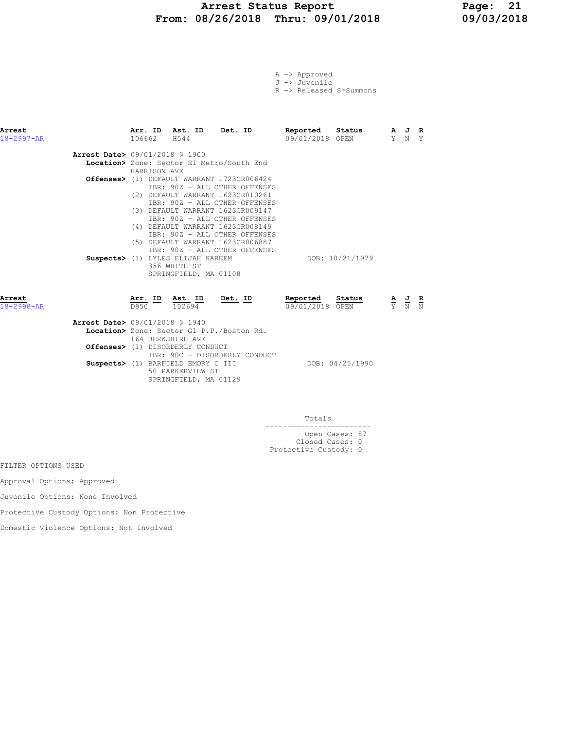# Arrest Status Report
## From: 08/26/2018 Thru: 09/01/2018

A -> Approved
J -> Juvenile
R -> Released S=Summons

| Arrest | Arr. ID | Ast. ID | Det. ID | Reported | Status | A | J | R |
|---|---|---|---|---|---|---|---|---|
| 18-2997-AR | 106662 | H544 | | 09/01/2018 | OPEN | Y | N | Y |

**Arrest Date>** 09/01/2018 @ 1900
**Location>** Zone: Sector E1 Metro/South End
HARRISON AVE
**Offenses>** (1) DEFAULT WARRANT 1723CR006424
IBR: 90Z - ALL OTHER OFFENSES
(2) DEFAULT WARRANT 1623CR010261
IBR: 90Z - ALL OTHER OFFENSES
(3) DEFAULT WARRANT 1623CR009147
IBR: 90Z - ALL OTHER OFFENSES
(4) DEFAULT WARRANT 1623CR008149
IBR: 90Z - ALL OTHER OFFENSES
(5) DEFAULT WARRANT 1623CR006887
IBR: 90Z - ALL OTHER OFFENSES
**Suspects>** (1) LYLES ELIJAH KAREEM DOB: 10/21/1979
356 WHITE ST
SPRINGFIELD, MA 01108

| Arrest | Arr. ID | Ast. ID | Det. ID | Reported | Status | A | J | R |
|---|---|---|---|---|---|---|---|---|
| 18-2998-AR | D950 | 102694 | | 09/01/2018 | OPEN | Y | N | N |

**Arrest Date>** 09/01/2018 @ 1940
**Location>** Zone: Sector G1 P.P./Boston Rd.
164 BERKSHIRE AVE
**Offenses>** (1) DISORDERLY CONDUCT
IBR: 90C - DISORDERLY CONDUCT
**Suspects>** (1) BARFIELD EMORY C III DOB: 04/25/1990
50 PARKERVIEW ST
SPRINGFIELD, MA 01129

Totals

Open Cases: 87
Closed Cases: 0
Protective Custody: 0

FILTER OPTIONS USED

Approval Options: Approved

Juvenile Options: None Involved

Protective Custody Options: Non Protective

Domestic Violence Options: Not Involved